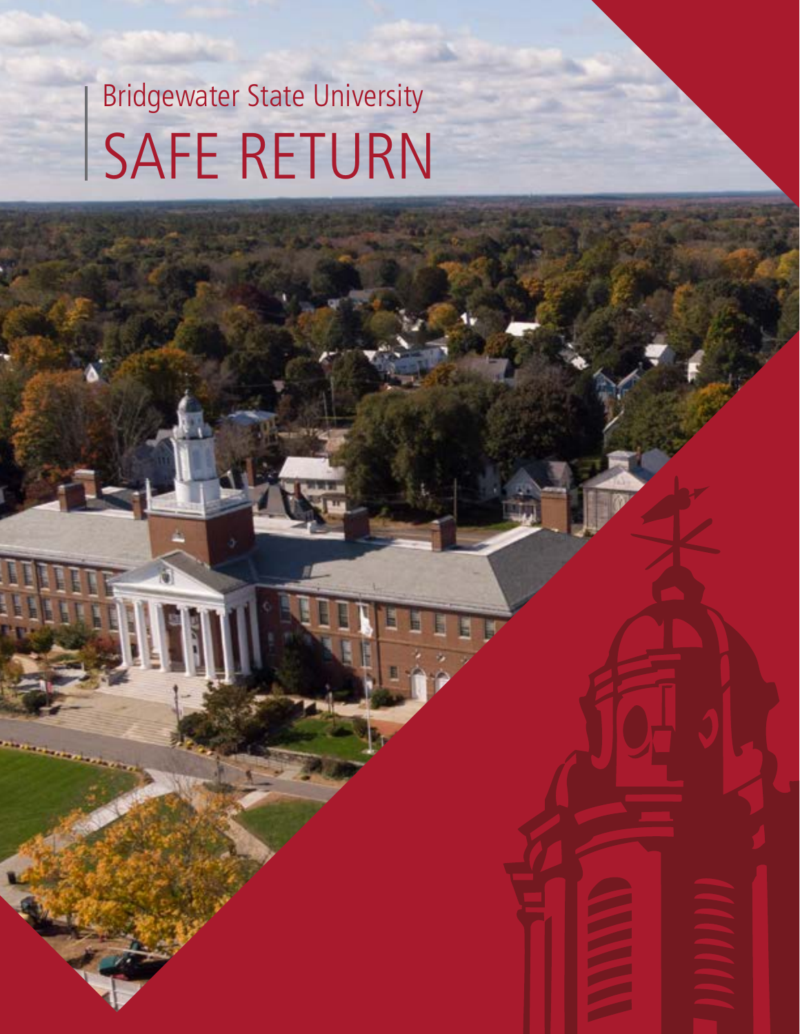Bridgewater State University

# SAFE RETURN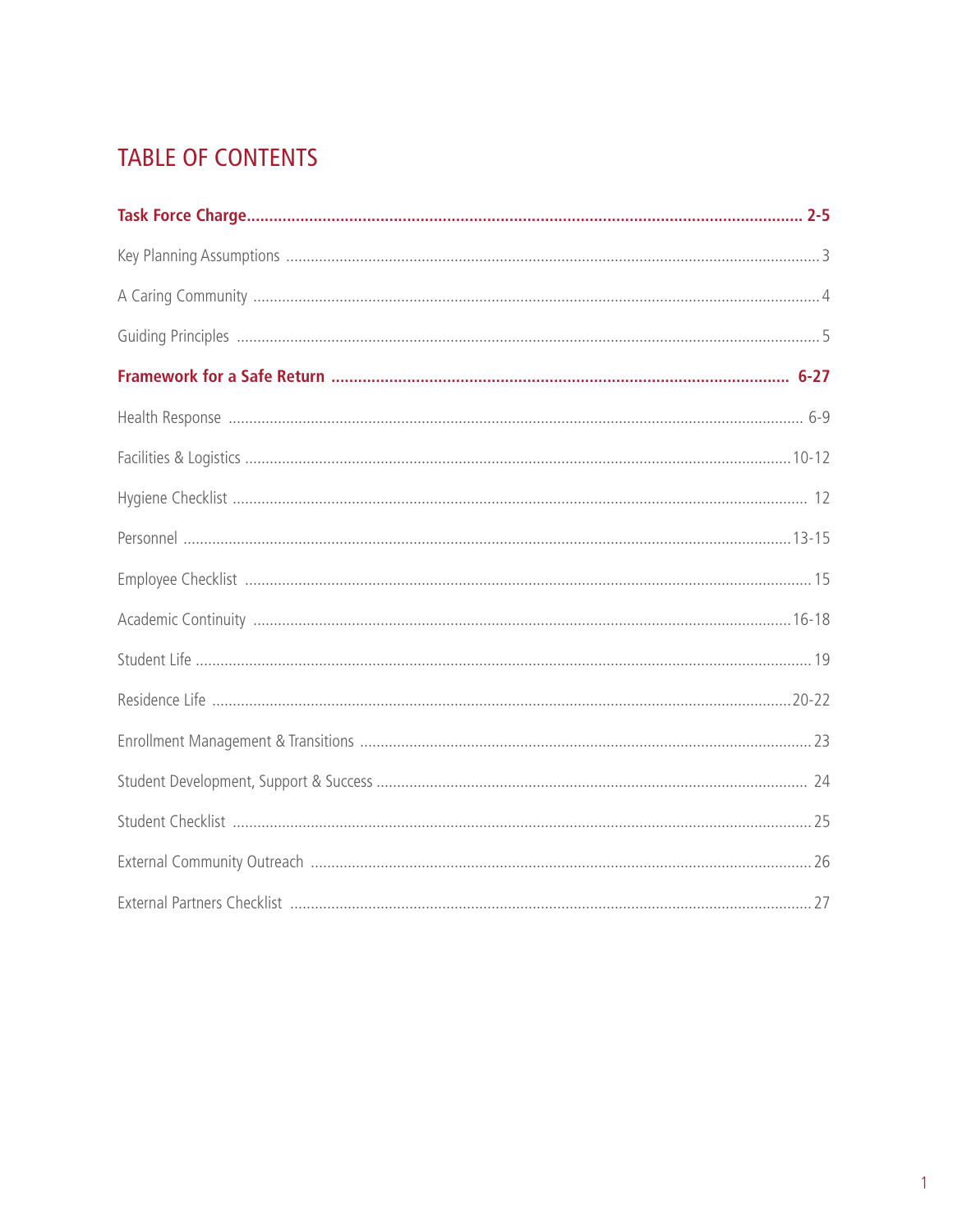## TABLE OF CONTENTS

**Task Force Charge** .......... **2-5**

Key Planning Assumptions .......... 3

A Caring Community .......... 4

Guiding Principles .......... 5

**Framework for a Safe Return** .......... **6-27**

Health Response .......... 6-9

Facilities & Logistics .......... 10-12

Hygiene Checklist .......... 12

Personnel .......... 13-15

Employee Checklist .......... 15

Academic Continuity .......... 16-18

Student Life .......... 19

Residence Life .......... 20-22

Enrollment Management & Transitions .......... 23

Student Development, Support & Success .......... 24

Student Checklist .......... 25

External Community Outreach .......... 26

External Partners Checklist .......... 27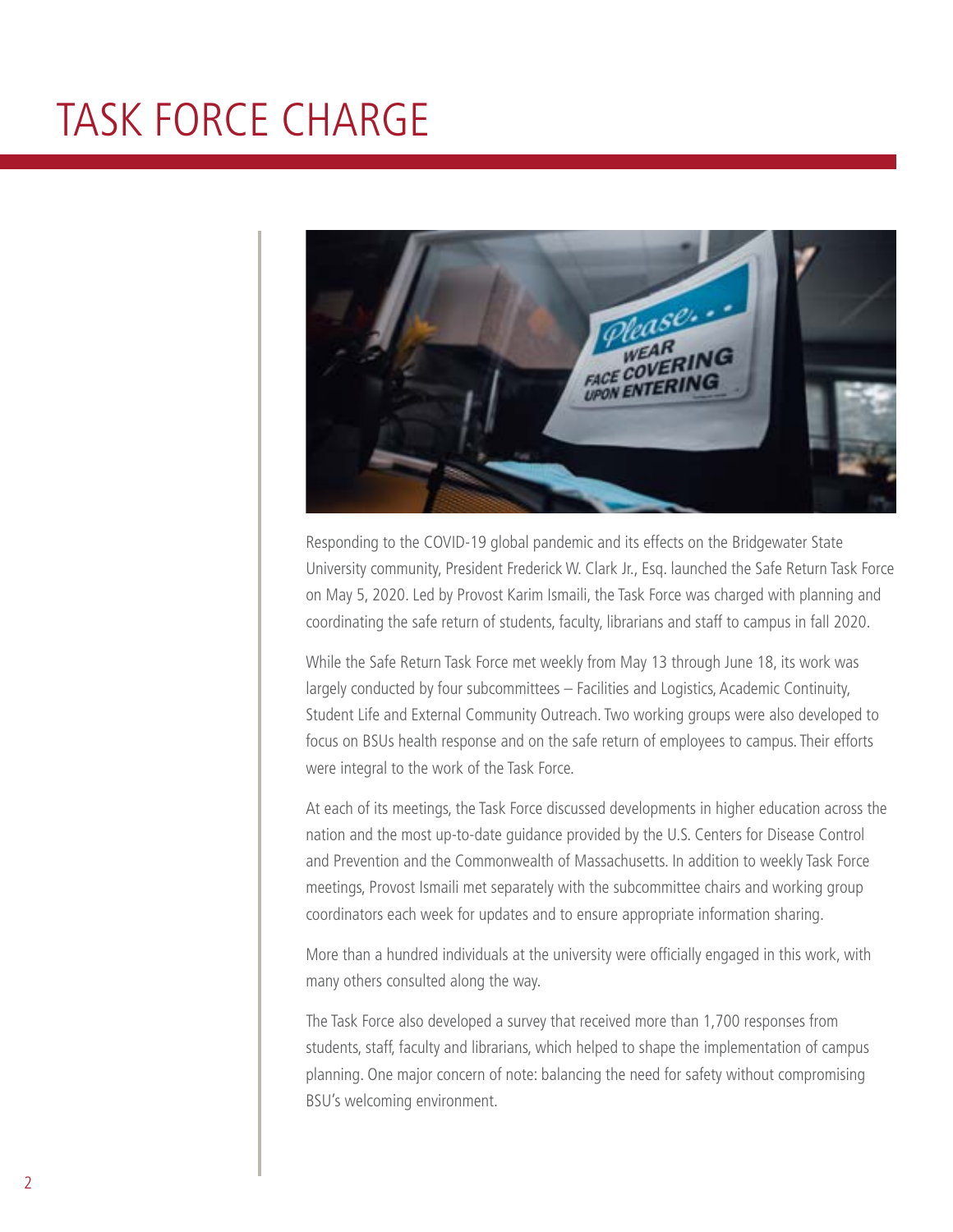# TASK FORCE CHARGE

Responding to the COVID-19 global pandemic and its effects on the Bridgewater State University community, President Frederick W. Clark Jr., Esq. launched the Safe Return Task Force on May 5, 2020. Led by Provost Karim Ismaili, the Task Force was charged with planning and coordinating the safe return of students, faculty, librarians and staff to campus in fall 2020.

While the Safe Return Task Force met weekly from May 13 through June 18, its work was largely conducted by four subcommittees – Facilities and Logistics, Academic Continuity, Student Life and External Community Outreach. Two working groups were also developed to focus on BSUs health response and on the safe return of employees to campus. Their efforts were integral to the work of the Task Force.

At each of its meetings, the Task Force discussed developments in higher education across the nation and the most up-to-date guidance provided by the U.S. Centers for Disease Control and Prevention and the Commonwealth of Massachusetts. In addition to weekly Task Force meetings, Provost Ismaili met separately with the subcommittee chairs and working group coordinators each week for updates and to ensure appropriate information sharing.

More than a hundred individuals at the university were officially engaged in this work, with many others consulted along the way.

The Task Force also developed a survey that received more than 1,700 responses from students, staff, faculty and librarians, which helped to shape the implementation of campus planning. One major concern of note: balancing the need for safety without compromising BSU's welcoming environment.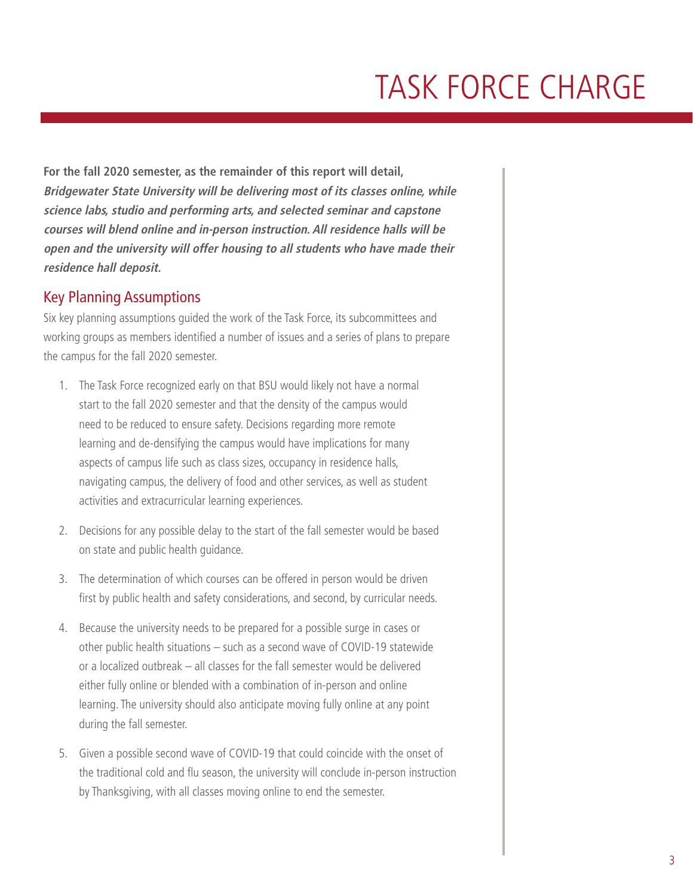# TASK FORCE CHARGE

**For the fall 2020 semester, as the remainder of this report will detail, *Bridgewater State University will be delivering most of its classes online, while science labs, studio and performing arts, and selected seminar and capstone courses will blend online and in-person instruction. All residence halls will be open and the university will offer housing to all students who have made their residence hall deposit.***

## Key Planning Assumptions

Six key planning assumptions guided the work of the Task Force, its subcommittees and working groups as members identified a number of issues and a series of plans to prepare the campus for the fall 2020 semester.

1. The Task Force recognized early on that BSU would likely not have a normal start to the fall 2020 semester and that the density of the campus would need to be reduced to ensure safety. Decisions regarding more remote learning and de-densifying the campus would have implications for many aspects of campus life such as class sizes, occupancy in residence halls, navigating campus, the delivery of food and other services, as well as student activities and extracurricular learning experiences.

2. Decisions for any possible delay to the start of the fall semester would be based on state and public health guidance.

3. The determination of which courses can be offered in person would be driven first by public health and safety considerations, and second, by curricular needs.

4. Because the university needs to be prepared for a possible surge in cases or other public health situations – such as a second wave of COVID-19 statewide or a localized outbreak – all classes for the fall semester would be delivered either fully online or blended with a combination of in-person and online learning. The university should also anticipate moving fully online at any point during the fall semester.

5. Given a possible second wave of COVID-19 that could coincide with the onset of the traditional cold and flu season, the university will conclude in-person instruction by Thanksgiving, with all classes moving online to end the semester.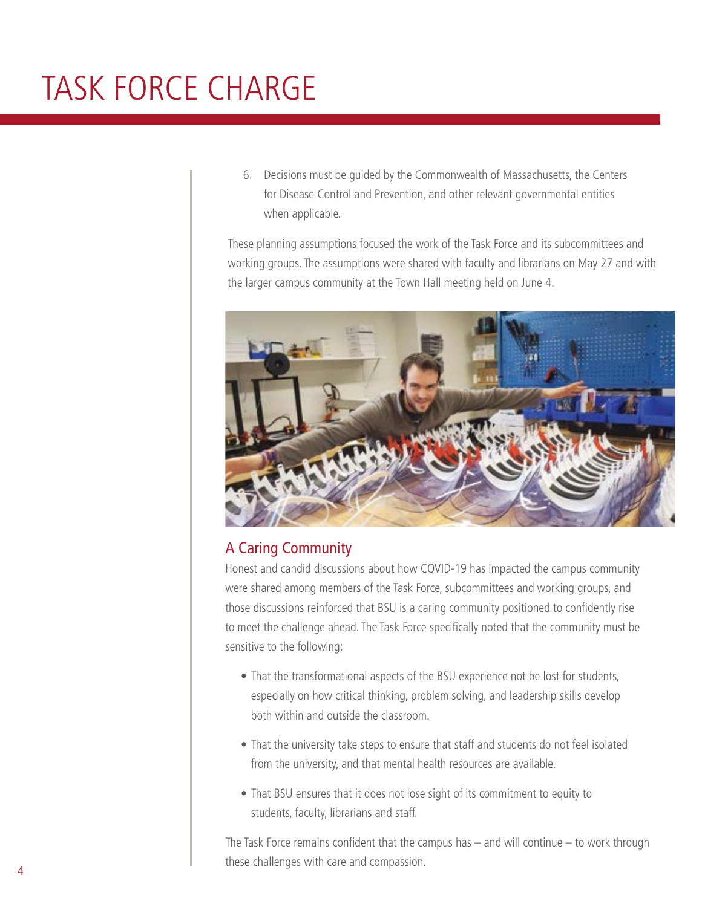# TASK FORCE CHARGE

6. Decisions must be guided by the Commonwealth of Massachusetts, the Centers for Disease Control and Prevention, and other relevant governmental entities when applicable.

These planning assumptions focused the work of the Task Force and its subcommittees and working groups. The assumptions were shared with faculty and librarians on May 27 and with the larger campus community at the Town Hall meeting held on June 4.

## A Caring Community

Honest and candid discussions about how COVID-19 has impacted the campus community were shared among members of the Task Force, subcommittees and working groups, and those discussions reinforced that BSU is a caring community positioned to confidently rise to meet the challenge ahead. The Task Force specifically noted that the community must be sensitive to the following:

- That the transformational aspects of the BSU experience not be lost for students, especially on how critical thinking, problem solving, and leadership skills develop both within and outside the classroom.
- That the university take steps to ensure that staff and students do not feel isolated from the university, and that mental health resources are available.
- That BSU ensures that it does not lose sight of its commitment to equity to students, faculty, librarians and staff.

The Task Force remains confident that the campus has – and will continue – to work through these challenges with care and compassion.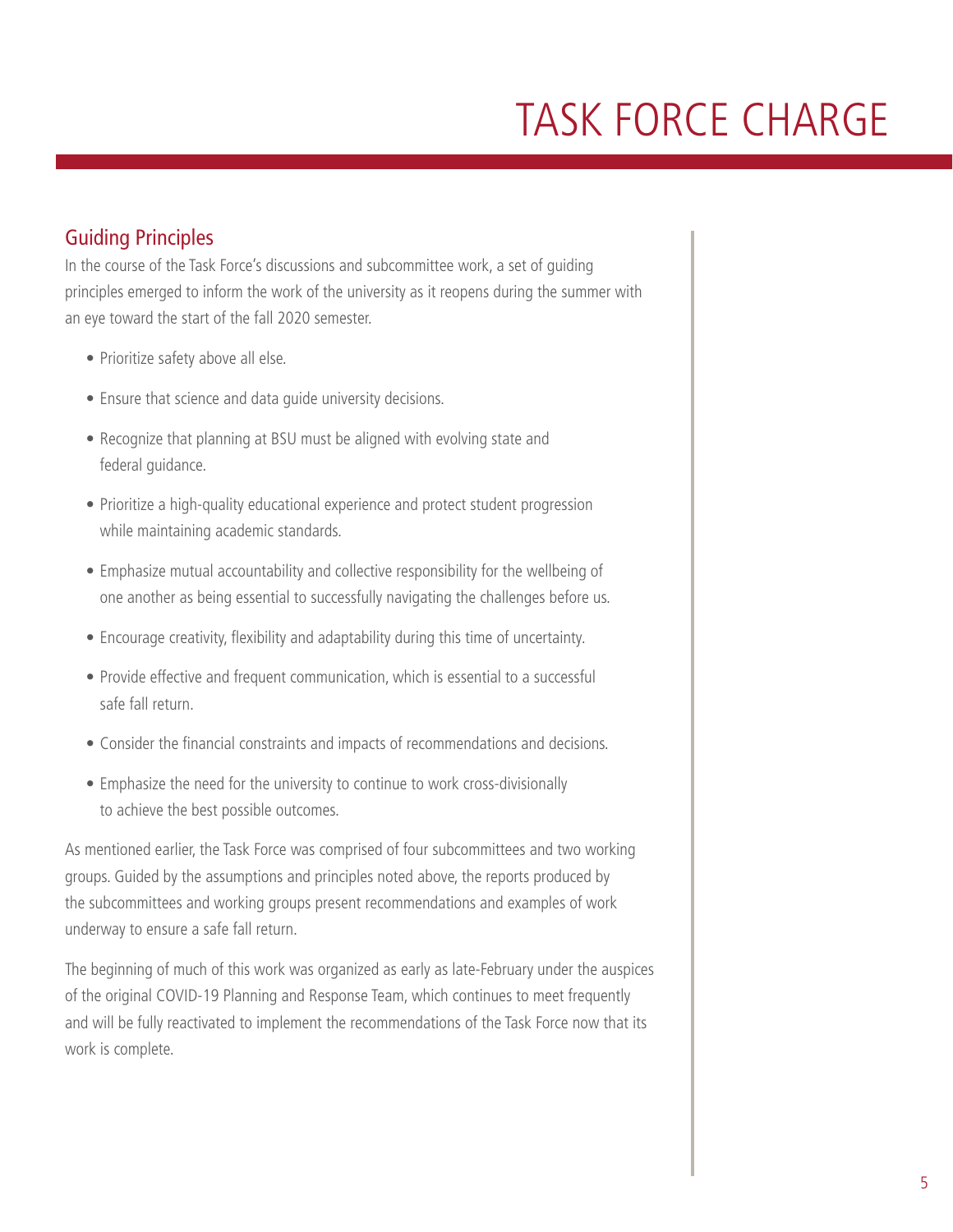# TASK FORCE CHARGE

## Guiding Principles

In the course of the Task Force's discussions and subcommittee work, a set of guiding principles emerged to inform the work of the university as it reopens during the summer with an eye toward the start of the fall 2020 semester.

- Prioritize safety above all else.
- Ensure that science and data guide university decisions.
- Recognize that planning at BSU must be aligned with evolving state and federal guidance.
- Prioritize a high-quality educational experience and protect student progression while maintaining academic standards.
- Emphasize mutual accountability and collective responsibility for the wellbeing of one another as being essential to successfully navigating the challenges before us.
- Encourage creativity, flexibility and adaptability during this time of uncertainty.
- Provide effective and frequent communication, which is essential to a successful safe fall return.
- Consider the financial constraints and impacts of recommendations and decisions.
- Emphasize the need for the university to continue to work cross-divisionally to achieve the best possible outcomes.

As mentioned earlier, the Task Force was comprised of four subcommittees and two working groups. Guided by the assumptions and principles noted above, the reports produced by the subcommittees and working groups present recommendations and examples of work underway to ensure a safe fall return.

The beginning of much of this work was organized as early as late-February under the auspices of the original COVID-19 Planning and Response Team, which continues to meet frequently and will be fully reactivated to implement the recommendations of the Task Force now that its work is complete.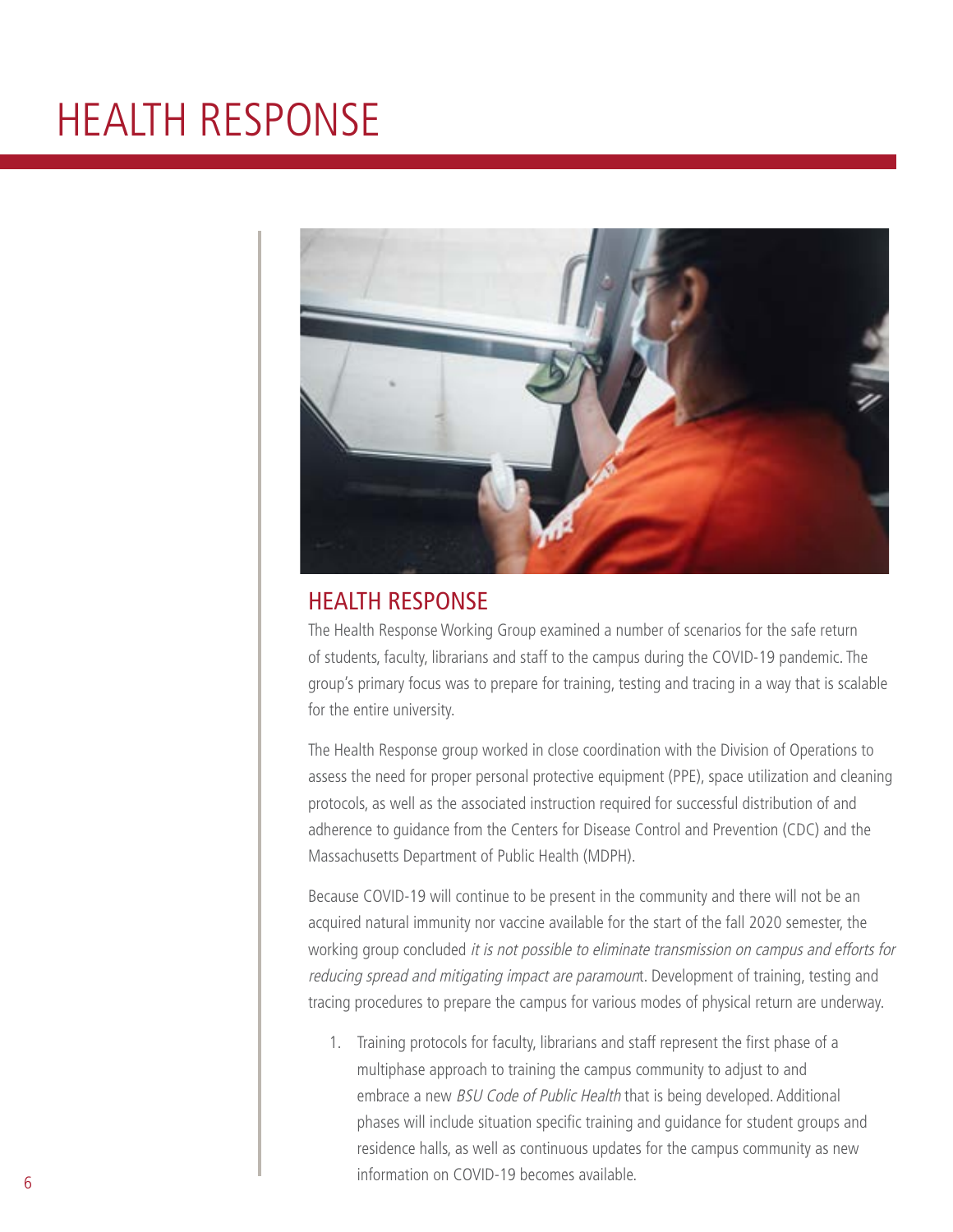# HEALTH RESPONSE

## HEALTH RESPONSE

The Health Response Working Group examined a number of scenarios for the safe return of students, faculty, librarians and staff to the campus during the COVID-19 pandemic. The group's primary focus was to prepare for training, testing and tracing in a way that is scalable for the entire university.

The Health Response group worked in close coordination with the Division of Operations to assess the need for proper personal protective equipment (PPE), space utilization and cleaning protocols, as well as the associated instruction required for successful distribution of and adherence to guidance from the Centers for Disease Control and Prevention (CDC) and the Massachusetts Department of Public Health (MDPH).

Because COVID-19 will continue to be present in the community and there will not be an acquired natural immunity nor vaccine available for the start of the fall 2020 semester, the working group concluded *it is not possible to eliminate transmission on campus and efforts for reducing spread and mitigating impact are paramount*. Development of training, testing and tracing procedures to prepare the campus for various modes of physical return are underway.

1. Training protocols for faculty, librarians and staff represent the first phase of a multiphase approach to training the campus community to adjust to and embrace a new *BSU Code of Public Health* that is being developed. Additional phases will include situation specific training and guidance for student groups and residence halls, as well as continuous updates for the campus community as new information on COVID-19 becomes available.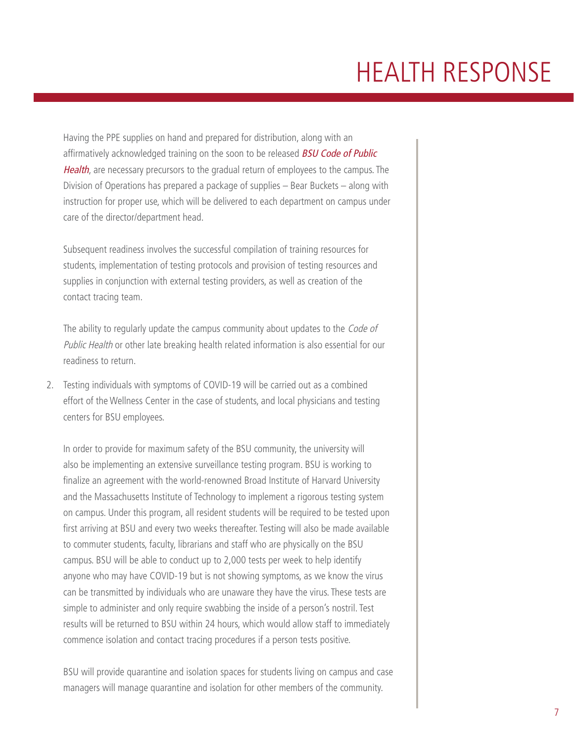# HEALTH RESPONSE

Having the PPE supplies on hand and prepared for distribution, along with an affirmatively acknowledged training on the soon to be released ***BSU Code of Public Health***, are necessary precursors to the gradual return of employees to the campus. The Division of Operations has prepared a package of supplies – Bear Buckets – along with instruction for proper use, which will be delivered to each department on campus under care of the director/department head.

Subsequent readiness involves the successful compilation of training resources for students, implementation of testing protocols and provision of testing resources and supplies in conjunction with external testing providers, as well as creation of the contact tracing team.

The ability to regularly update the campus community about updates to the *Code of Public Health* or other late breaking health related information is also essential for our readiness to return.

2. Testing individuals with symptoms of COVID-19 will be carried out as a combined effort of the Wellness Center in the case of students, and local physicians and testing centers for BSU employees.

   In order to provide for maximum safety of the BSU community, the university will also be implementing an extensive surveillance testing program. BSU is working to finalize an agreement with the world-renowned Broad Institute of Harvard University and the Massachusetts Institute of Technology to implement a rigorous testing system on campus. Under this program, all resident students will be required to be tested upon first arriving at BSU and every two weeks thereafter. Testing will also be made available to commuter students, faculty, librarians and staff who are physically on the BSU campus. BSU will be able to conduct up to 2,000 tests per week to help identify anyone who may have COVID-19 but is not showing symptoms, as we know the virus can be transmitted by individuals who are unaware they have the virus. These tests are simple to administer and only require swabbing the inside of a person's nostril. Test results will be returned to BSU within 24 hours, which would allow staff to immediately commence isolation and contact tracing procedures if a person tests positive.

   BSU will provide quarantine and isolation spaces for students living on campus and case managers will manage quarantine and isolation for other members of the community.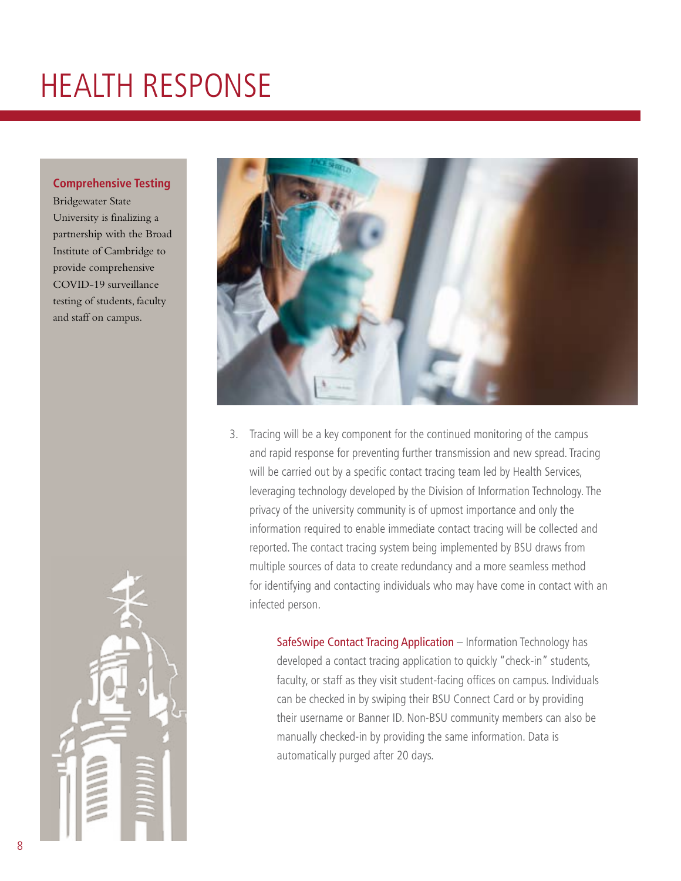# HEALTH RESPONSE

**Comprehensive Testing**

Bridgewater State University is finalizing a partnership with the Broad Institute of Cambridge to provide comprehensive COVID-19 surveillance testing of students, faculty and staff on campus.

3. Tracing will be a key component for the continued monitoring of the campus and rapid response for preventing further transmission and new spread. Tracing will be carried out by a specific contact tracing team led by Health Services, leveraging technology developed by the Division of Information Technology. The privacy of the university community is of upmost importance and only the information required to enable immediate contact tracing will be collected and reported. The contact tracing system being implemented by BSU draws from multiple sources of data to create redundancy and a more seamless method for identifying and contacting individuals who may have come in contact with an infected person.

   SafeSwipe Contact Tracing Application – Information Technology has developed a contact tracing application to quickly "check-in" students, faculty, or staff as they visit student-facing offices on campus. Individuals can be checked in by swiping their BSU Connect Card or by providing their username or Banner ID. Non-BSU community members can also be manually checked-in by providing the same information. Data is automatically purged after 20 days.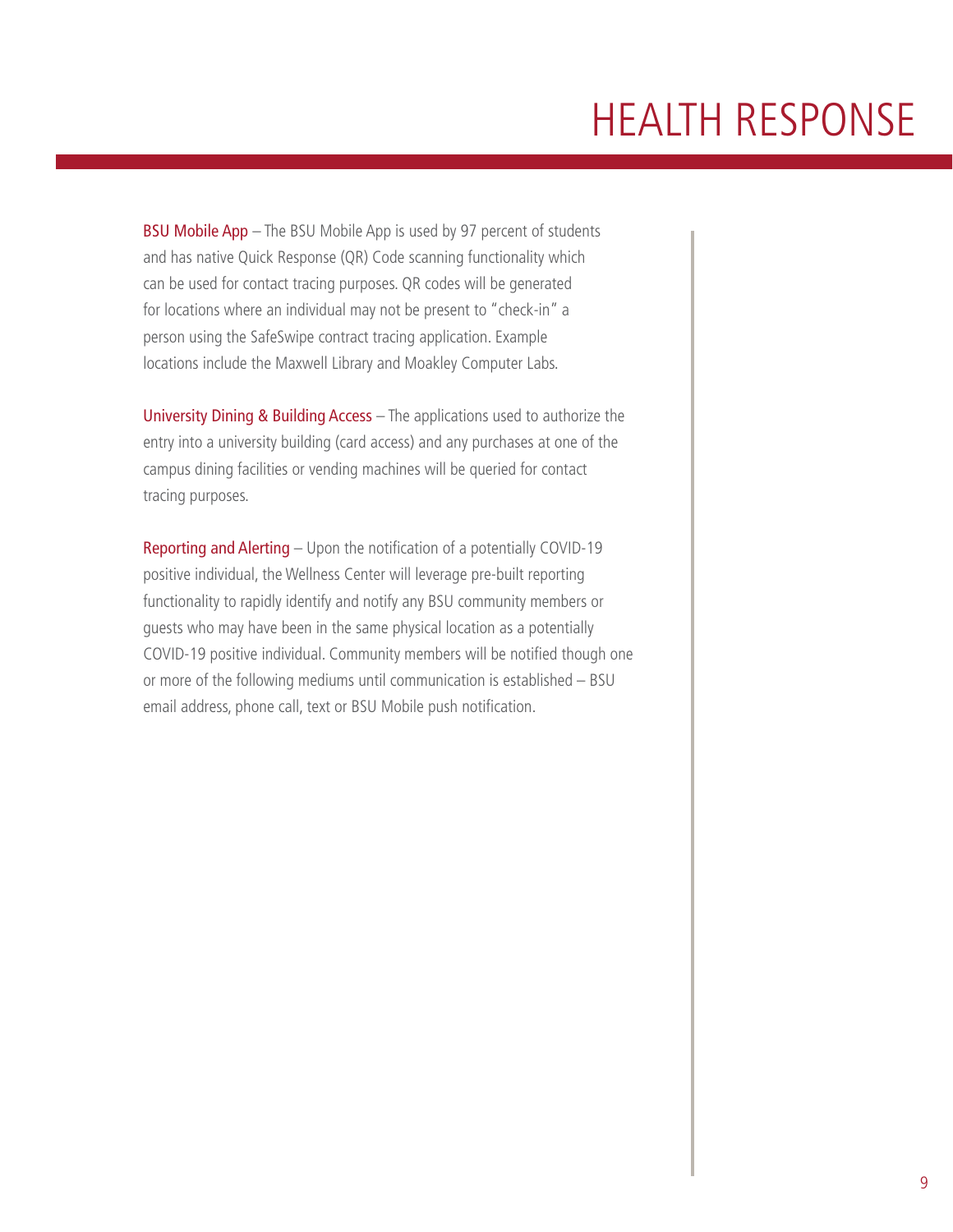# HEALTH RESPONSE

**BSU Mobile App** – The BSU Mobile App is used by 97 percent of students and has native Quick Response (QR) Code scanning functionality which can be used for contact tracing purposes. QR codes will be generated for locations where an individual may not be present to "check-in" a person using the SafeSwipe contract tracing application. Example locations include the Maxwell Library and Moakley Computer Labs.

**University Dining & Building Access** – The applications used to authorize the entry into a university building (card access) and any purchases at one of the campus dining facilities or vending machines will be queried for contact tracing purposes.

**Reporting and Alerting** – Upon the notification of a potentially COVID-19 positive individual, the Wellness Center will leverage pre-built reporting functionality to rapidly identify and notify any BSU community members or guests who may have been in the same physical location as a potentially COVID-19 positive individual. Community members will be notified though one or more of the following mediums until communication is established – BSU email address, phone call, text or BSU Mobile push notification.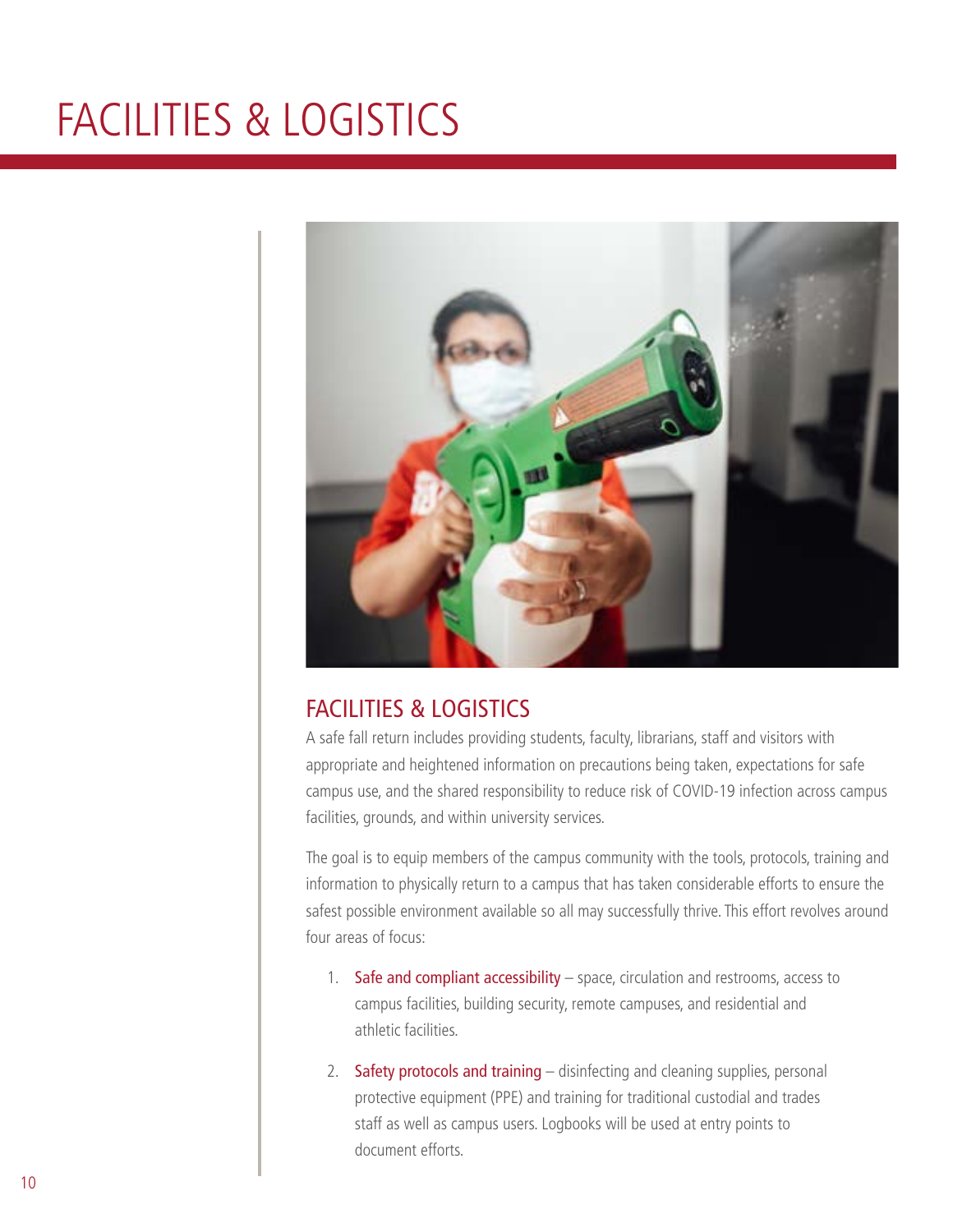# FACILITIES & LOGISTICS

## FACILITIES & LOGISTICS

A safe fall return includes providing students, faculty, librarians, staff and visitors with appropriate and heightened information on precautions being taken, expectations for safe campus use, and the shared responsibility to reduce risk of COVID-19 infection across campus facilities, grounds, and within university services.

The goal is to equip members of the campus community with the tools, protocols, training and information to physically return to a campus that has taken considerable efforts to ensure the safest possible environment available so all may successfully thrive. This effort revolves around four areas of focus:

1. Safe and compliant accessibility – space, circulation and restrooms, access to campus facilities, building security, remote campuses, and residential and athletic facilities.
2. Safety protocols and training – disinfecting and cleaning supplies, personal protective equipment (PPE) and training for traditional custodial and trades staff as well as campus users. Logbooks will be used at entry points to document efforts.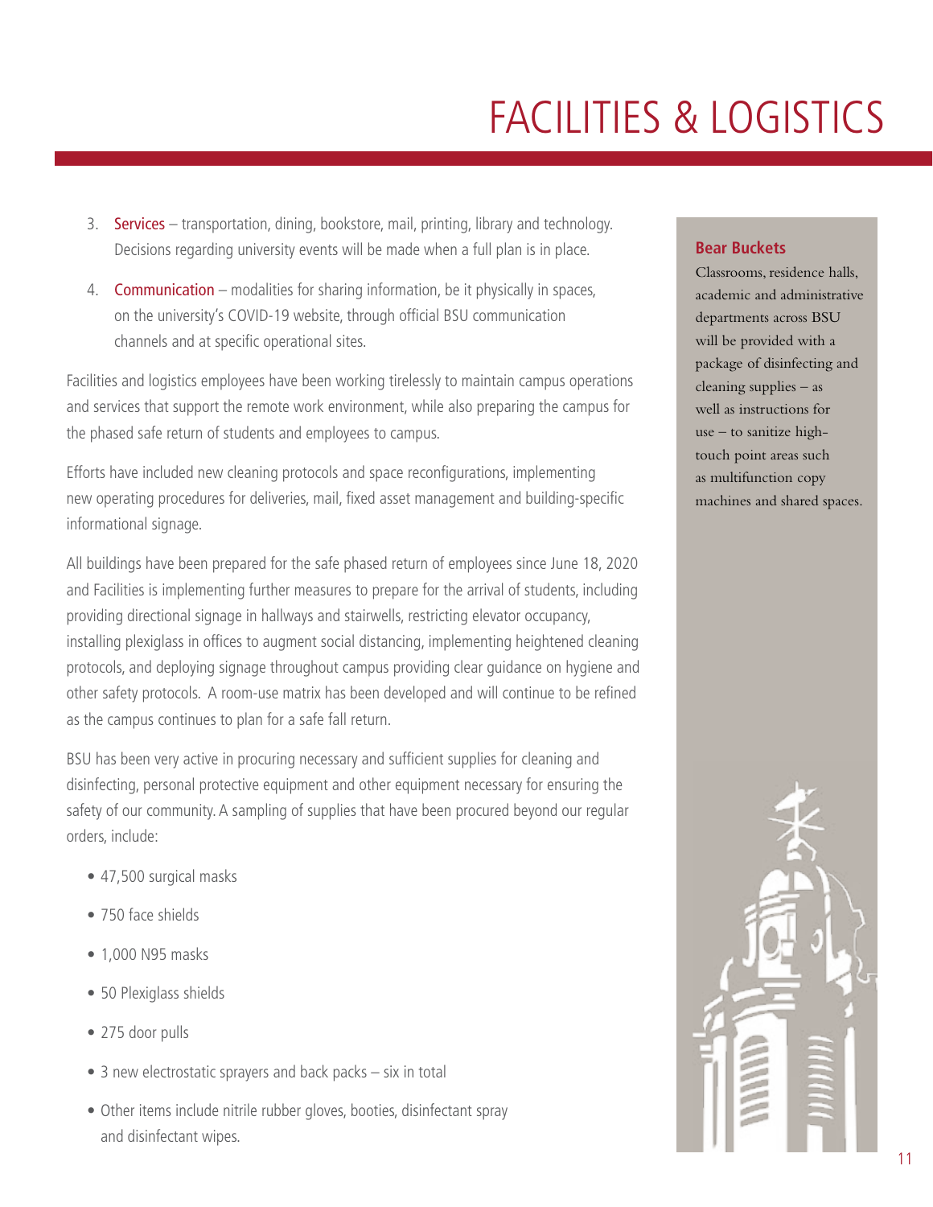# FACILITIES & LOGISTICS

3. **Services** – transportation, dining, bookstore, mail, printing, library and technology. Decisions regarding university events will be made when a full plan is in place.

4. **Communication** – modalities for sharing information, be it physically in spaces, on the university's COVID-19 website, through official BSU communication channels and at specific operational sites.

Facilities and logistics employees have been working tirelessly to maintain campus operations and services that support the remote work environment, while also preparing the campus for the phased safe return of students and employees to campus.

Efforts have included new cleaning protocols and space reconfigurations, implementing new operating procedures for deliveries, mail, fixed asset management and building-specific informational signage.

All buildings have been prepared for the safe phased return of employees since June 18, 2020 and Facilities is implementing further measures to prepare for the arrival of students, including providing directional signage in hallways and stairwells, restricting elevator occupancy, installing plexiglass in offices to augment social distancing, implementing heightened cleaning protocols, and deploying signage throughout campus providing clear guidance on hygiene and other safety protocols. A room-use matrix has been developed and will continue to be refined as the campus continues to plan for a safe fall return.

BSU has been very active in procuring necessary and sufficient supplies for cleaning and disinfecting, personal protective equipment and other equipment necessary for ensuring the safety of our community. A sampling of supplies that have been procured beyond our regular orders, include:

- 47,500 surgical masks
- 750 face shields
- 1,000 N95 masks
- 50 Plexiglass shields
- 275 door pulls
- 3 new electrostatic sprayers and back packs – six in total
- Other items include nitrile rubber gloves, booties, disinfectant spray and disinfectant wipes.

### Bear Buckets

Classrooms, residence halls, academic and administrative departments across BSU will be provided with a package of disinfecting and cleaning supplies – as well as instructions for use – to sanitize high-touch point areas such as multifunction copy machines and shared spaces.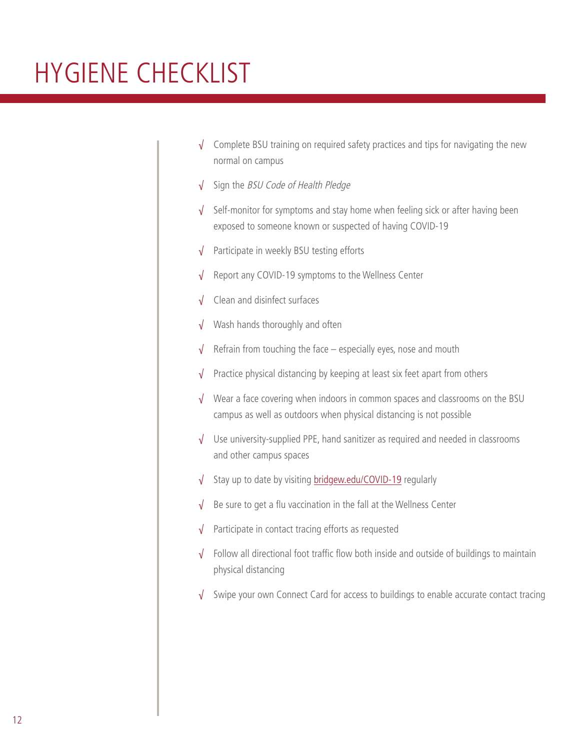# HYGIENE CHECKLIST

- √ Complete BSU training on required safety practices and tips for navigating the new normal on campus
- √ Sign the *BSU Code of Health Pledge*
- √ Self-monitor for symptoms and stay home when feeling sick or after having been exposed to someone known or suspected of having COVID-19
- √ Participate in weekly BSU testing efforts
- √ Report any COVID-19 symptoms to the Wellness Center
- √ Clean and disinfect surfaces
- √ Wash hands thoroughly and often
- √ Refrain from touching the face – especially eyes, nose and mouth
- √ Practice physical distancing by keeping at least six feet apart from others
- √ Wear a face covering when indoors in common spaces and classrooms on the BSU campus as well as outdoors when physical distancing is not possible
- √ Use university-supplied PPE, hand sanitizer as required and needed in classrooms and other campus spaces
- √ Stay up to date by visiting bridgew.edu/COVID-19 regularly
- √ Be sure to get a flu vaccination in the fall at the Wellness Center
- √ Participate in contact tracing efforts as requested
- √ Follow all directional foot traffic flow both inside and outside of buildings to maintain physical distancing
- √ Swipe your own Connect Card for access to buildings to enable accurate contact tracing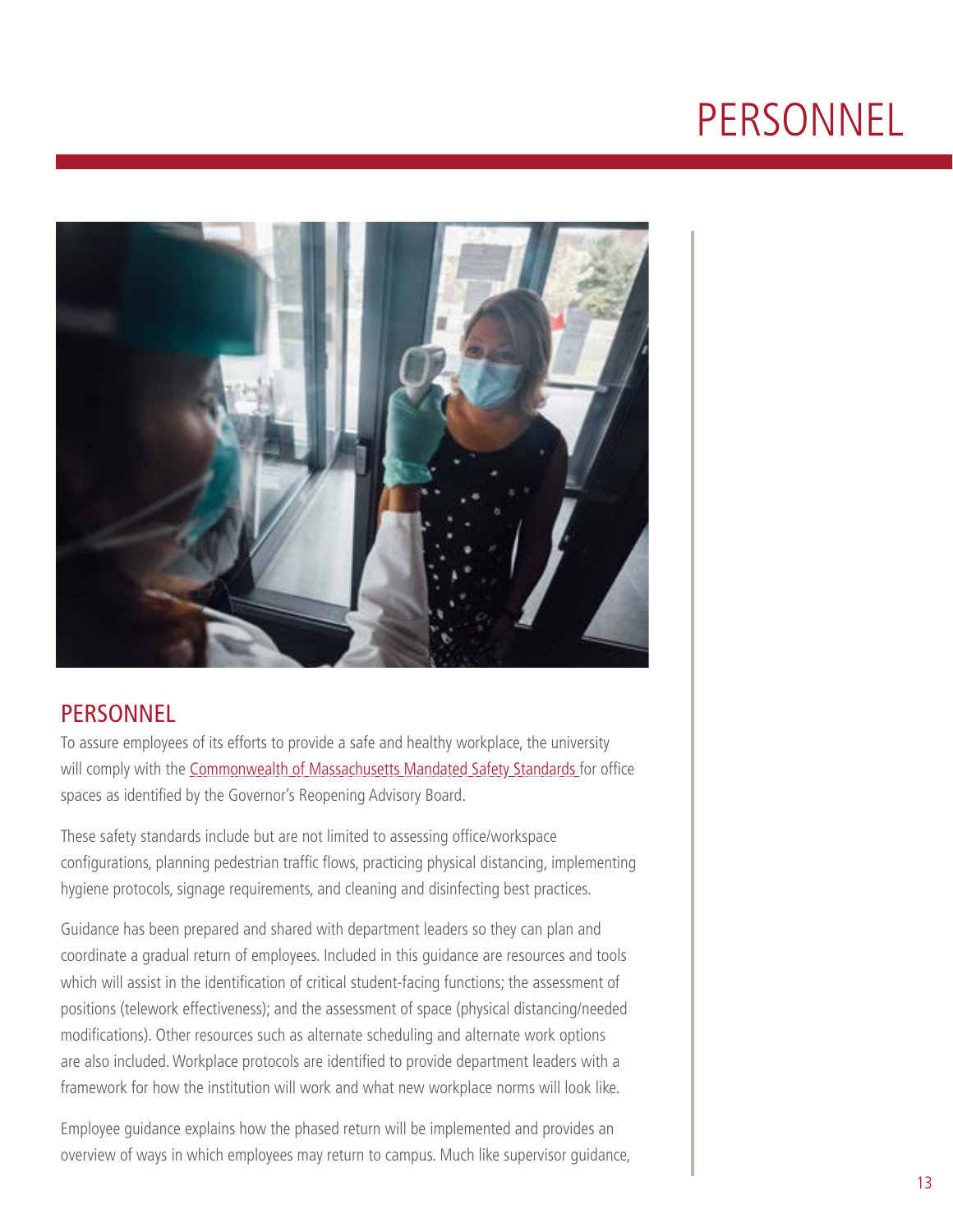# PERSONNEL

## PERSONNEL

To assure employees of its efforts to provide a safe and healthy workplace, the university will comply with the Commonwealth of Massachusetts Mandated Safety Standards for office spaces as identified by the Governor's Reopening Advisory Board.

These safety standards include but are not limited to assessing office/workspace configurations, planning pedestrian traffic flows, practicing physical distancing, implementing hygiene protocols, signage requirements, and cleaning and disinfecting best practices.

Guidance has been prepared and shared with department leaders so they can plan and coordinate a gradual return of employees. Included in this guidance are resources and tools which will assist in the identification of critical student-facing functions; the assessment of positions (telework effectiveness); and the assessment of space (physical distancing/needed modifications). Other resources such as alternate scheduling and alternate work options are also included. Workplace protocols are identified to provide department leaders with a framework for how the institution will work and what new workplace norms will look like.

Employee guidance explains how the phased return will be implemented and provides an overview of ways in which employees may return to campus. Much like supervisor guidance,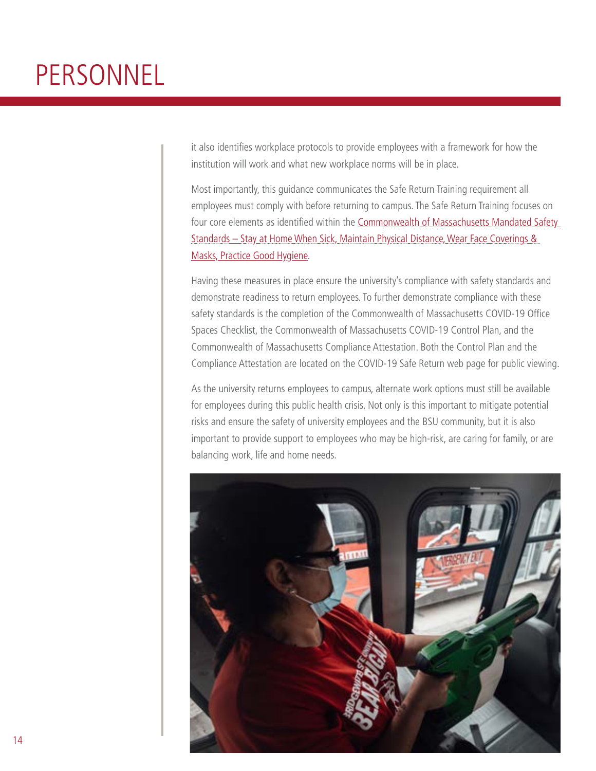# PERSONNEL

it also identifies workplace protocols to provide employees with a framework for how the institution will work and what new workplace norms will be in place.

Most importantly, this guidance communicates the Safe Return Training requirement all employees must comply with before returning to campus. The Safe Return Training focuses on four core elements as identified within the Commonwealth of Massachusetts Mandated Safety Standards – Stay at Home When Sick, Maintain Physical Distance, Wear Face Coverings & Masks, Practice Good Hygiene.

Having these measures in place ensure the university's compliance with safety standards and demonstrate readiness to return employees. To further demonstrate compliance with these safety standards is the completion of the Commonwealth of Massachusetts COVID-19 Office Spaces Checklist, the Commonwealth of Massachusetts COVID-19 Control Plan, and the Commonwealth of Massachusetts Compliance Attestation. Both the Control Plan and the Compliance Attestation are located on the COVID-19 Safe Return web page for public viewing.

As the university returns employees to campus, alternate work options must still be available for employees during this public health crisis. Not only is this important to mitigate potential risks and ensure the safety of university employees and the BSU community, but it is also important to provide support to employees who may be high-risk, are caring for family, or are balancing work, life and home needs.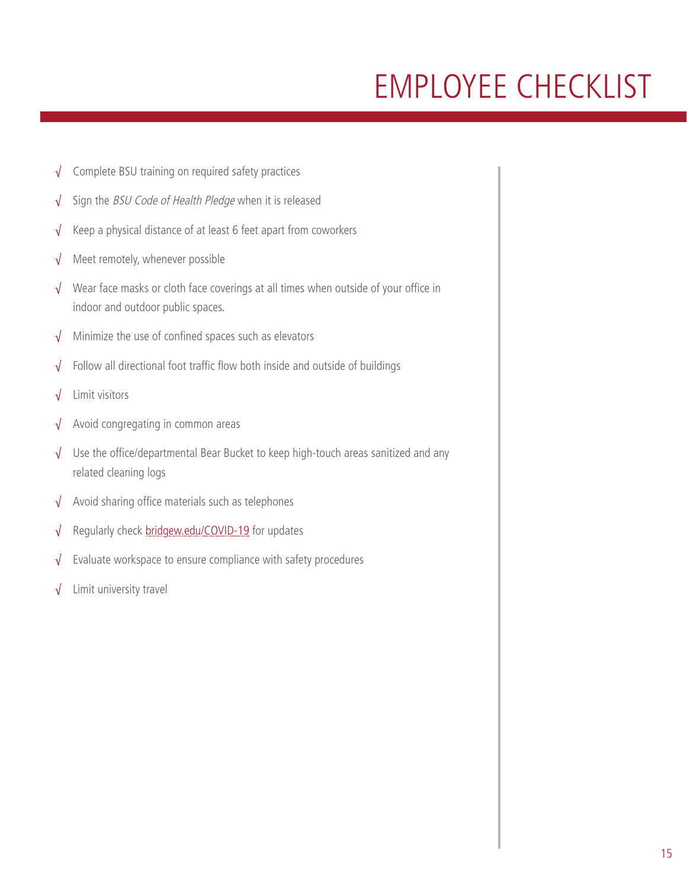# EMPLOYEE CHECKLIST

- √ Complete BSU training on required safety practices
- √ Sign the *BSU Code of Health Pledge* when it is released
- √ Keep a physical distance of at least 6 feet apart from coworkers
- √ Meet remotely, whenever possible
- √ Wear face masks or cloth face coverings at all times when outside of your office in indoor and outdoor public spaces.
- √ Minimize the use of confined spaces such as elevators
- √ Follow all directional foot traffic flow both inside and outside of buildings
- √ Limit visitors
- √ Avoid congregating in common areas
- √ Use the office/departmental Bear Bucket to keep high-touch areas sanitized and any related cleaning logs
- √ Avoid sharing office materials such as telephones
- √ Regularly check bridgew.edu/COVID-19 for updates
- √ Evaluate workspace to ensure compliance with safety procedures
- √ Limit university travel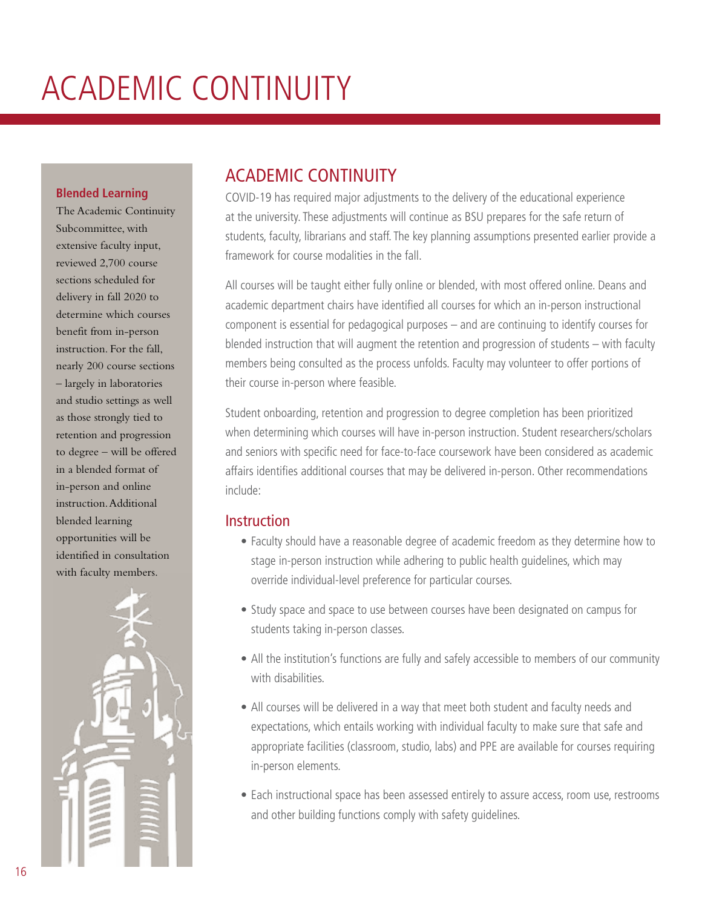# ACADEMIC CONTINUITY

**Blended Learning**

The Academic Continuity Subcommittee, with extensive faculty input, reviewed 2,700 course sections scheduled for delivery in fall 2020 to determine which courses benefit from in-person instruction. For the fall, nearly 200 course sections – largely in laboratories and studio settings as well as those strongly tied to retention and progression to degree – will be offered in a blended format of in-person and online instruction. Additional blended learning opportunities will be identified in consultation with faculty members.

## ACADEMIC CONTINUITY

COVID-19 has required major adjustments to the delivery of the educational experience at the university. These adjustments will continue as BSU prepares for the safe return of students, faculty, librarians and staff. The key planning assumptions presented earlier provide a framework for course modalities in the fall.

All courses will be taught either fully online or blended, with most offered online. Deans and academic department chairs have identified all courses for which an in-person instructional component is essential for pedagogical purposes – and are continuing to identify courses for blended instruction that will augment the retention and progression of students – with faculty members being consulted as the process unfolds. Faculty may volunteer to offer portions of their course in-person where feasible.

Student onboarding, retention and progression to degree completion has been prioritized when determining which courses will have in-person instruction. Student researchers/scholars and seniors with specific need for face-to-face coursework have been considered as academic affairs identifies additional courses that may be delivered in-person. Other recommendations include:

### Instruction

- Faculty should have a reasonable degree of academic freedom as they determine how to stage in-person instruction while adhering to public health guidelines, which may override individual-level preference for particular courses.
- Study space and space to use between courses have been designated on campus for students taking in-person classes.
- All the institution's functions are fully and safely accessible to members of our community with disabilities.
- All courses will be delivered in a way that meet both student and faculty needs and expectations, which entails working with individual faculty to make sure that safe and appropriate facilities (classroom, studio, labs) and PPE are available for courses requiring in-person elements.
- Each instructional space has been assessed entirely to assure access, room use, restrooms and other building functions comply with safety guidelines.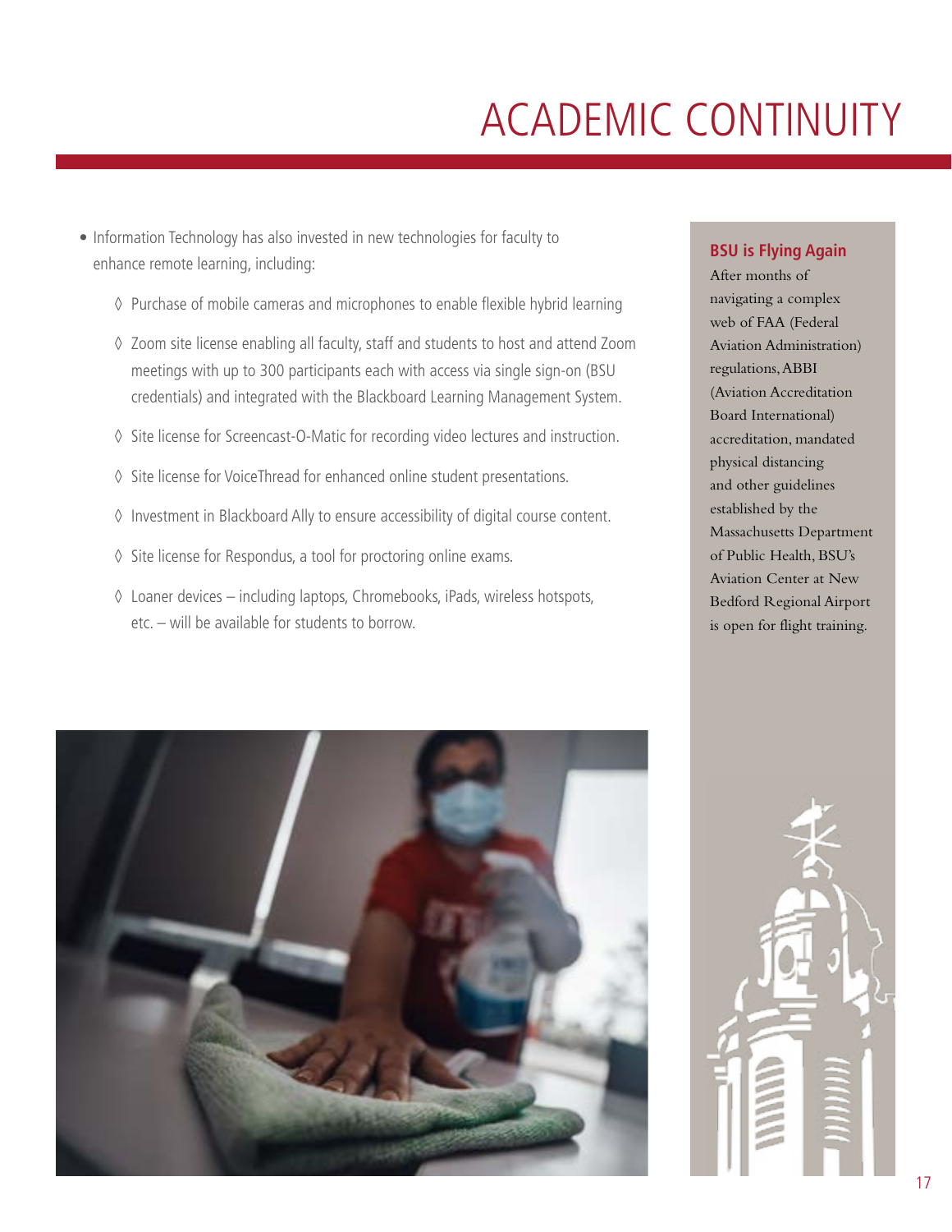# ACADEMIC CONTINUITY

- Information Technology has also invested in new technologies for faculty to enhance remote learning, including:
    - ◊ Purchase of mobile cameras and microphones to enable flexible hybrid learning
    - ◊ Zoom site license enabling all faculty, staff and students to host and attend Zoom meetings with up to 300 participants each with access via single sign-on (BSU credentials) and integrated with the Blackboard Learning Management System.
    - ◊ Site license for Screencast-O-Matic for recording video lectures and instruction.
    - ◊ Site license for VoiceThread for enhanced online student presentations.
    - ◊ Investment in Blackboard Ally to ensure accessibility of digital course content.
    - ◊ Site license for Respondus, a tool for proctoring online exams.
    - ◊ Loaner devices – including laptops, Chromebooks, iPads, wireless hotspots, etc. – will be available for students to borrow.

**BSU is Flying Again**

After months of navigating a complex web of FAA (Federal Aviation Administration) regulations, ABBI (Aviation Accreditation Board International) accreditation, mandated physical distancing and other guidelines established by the Massachusetts Department of Public Health, BSU's Aviation Center at New Bedford Regional Airport is open for flight training.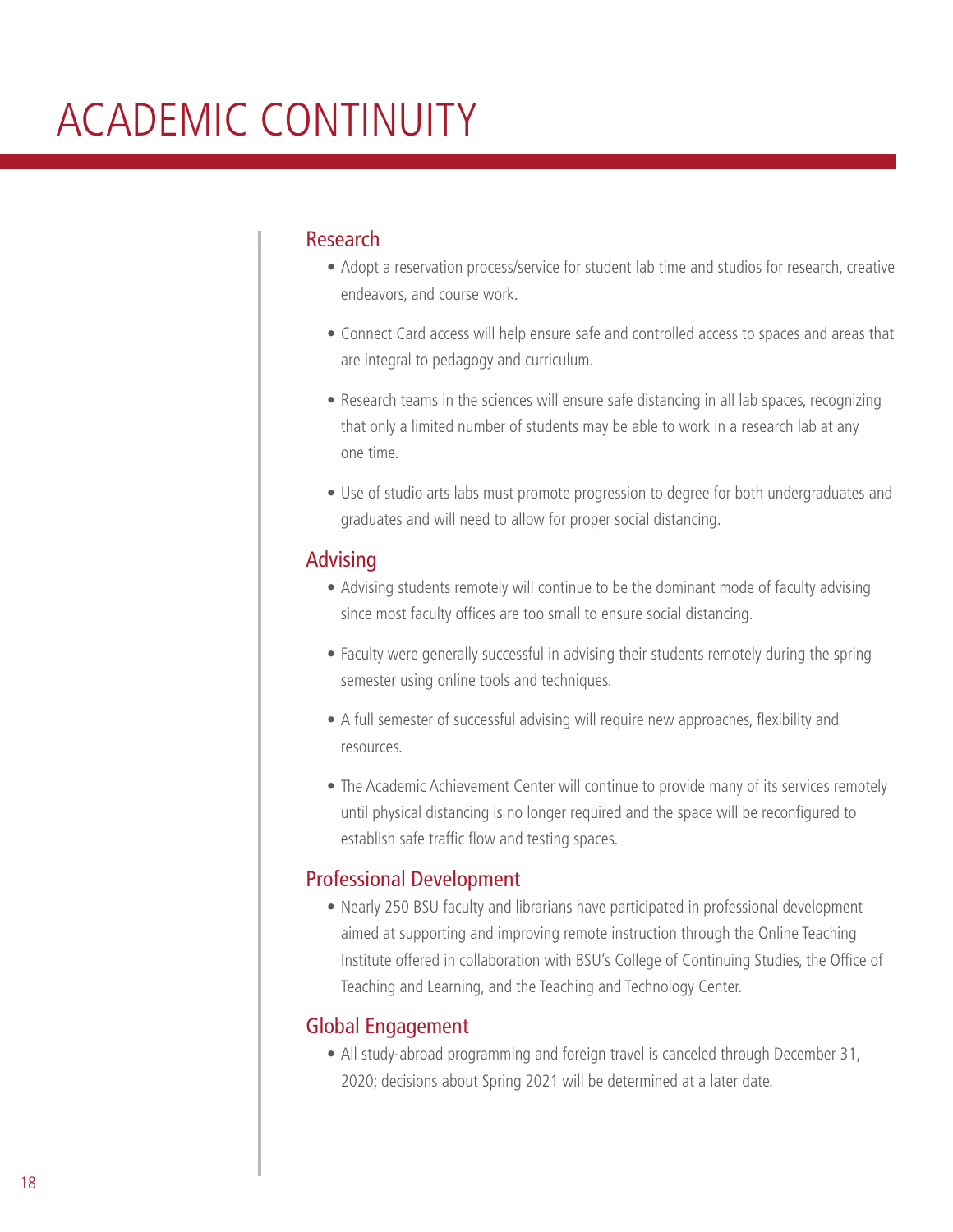# ACADEMIC CONTINUITY

## Research

- Adopt a reservation process/service for student lab time and studios for research, creative endeavors, and course work.
- Connect Card access will help ensure safe and controlled access to spaces and areas that are integral to pedagogy and curriculum.
- Research teams in the sciences will ensure safe distancing in all lab spaces, recognizing that only a limited number of students may be able to work in a research lab at any one time.
- Use of studio arts labs must promote progression to degree for both undergraduates and graduates and will need to allow for proper social distancing.

## Advising

- Advising students remotely will continue to be the dominant mode of faculty advising since most faculty offices are too small to ensure social distancing.
- Faculty were generally successful in advising their students remotely during the spring semester using online tools and techniques.
- A full semester of successful advising will require new approaches, flexibility and resources.
- The Academic Achievement Center will continue to provide many of its services remotely until physical distancing is no longer required and the space will be reconfigured to establish safe traffic flow and testing spaces.

## Professional Development

- Nearly 250 BSU faculty and librarians have participated in professional development aimed at supporting and improving remote instruction through the Online Teaching Institute offered in collaboration with BSU's College of Continuing Studies, the Office of Teaching and Learning, and the Teaching and Technology Center.

## Global Engagement

- All study-abroad programming and foreign travel is canceled through December 31, 2020; decisions about Spring 2021 will be determined at a later date.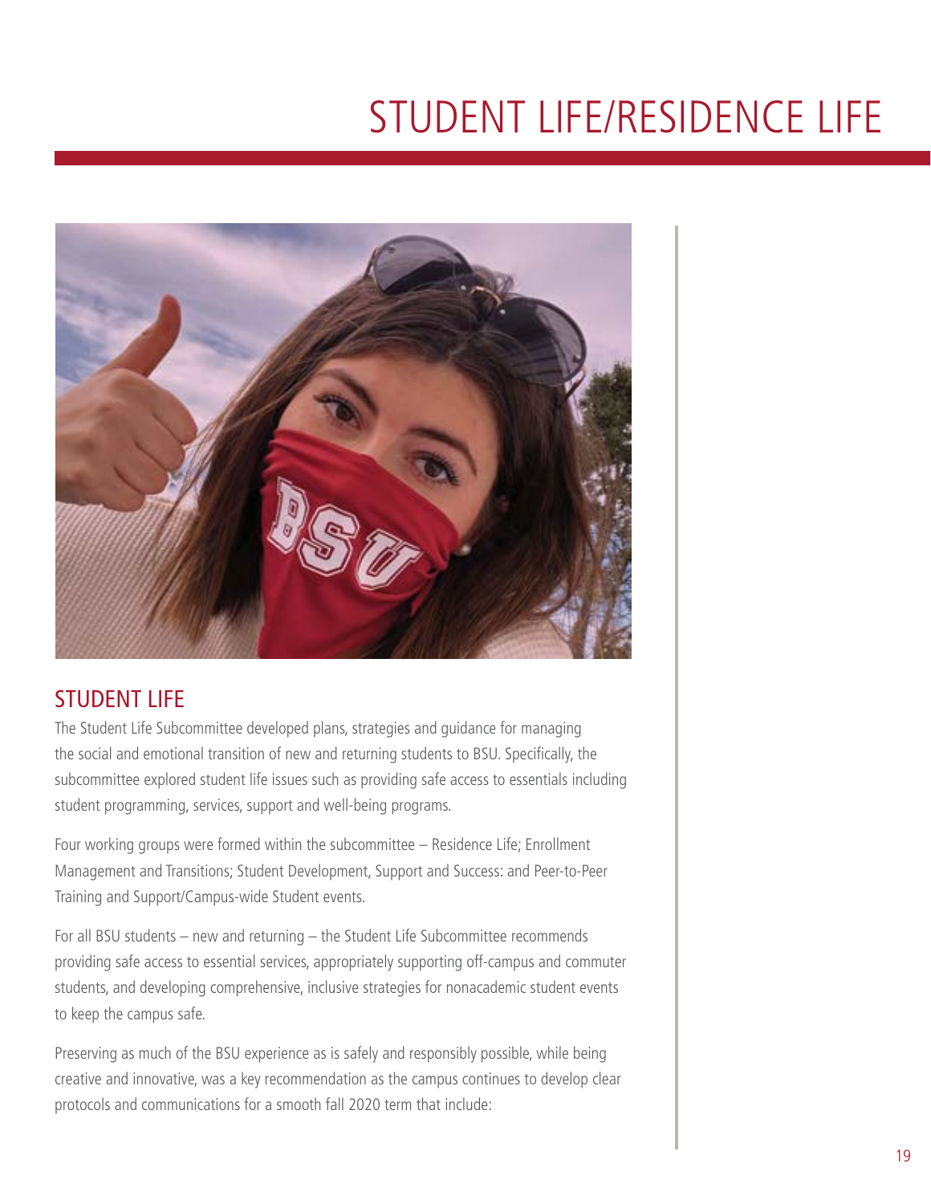# STUDENT LIFE/RESIDENCE LIFE

## STUDENT LIFE

The Student Life Subcommittee developed plans, strategies and guidance for managing the social and emotional transition of new and returning students to BSU. Specifically, the subcommittee explored student life issues such as providing safe access to essentials including student programming, services, support and well-being programs.

Four working groups were formed within the subcommittee – Residence Life; Enrollment Management and Transitions; Student Development, Support and Success: and Peer-to-Peer Training and Support/Campus-wide Student events.

For all BSU students – new and returning – the Student Life Subcommittee recommends providing safe access to essential services, appropriately supporting off-campus and commuter students, and developing comprehensive, inclusive strategies for nonacademic student events to keep the campus safe.

Preserving as much of the BSU experience as is safely and responsibly possible, while being creative and innovative, was a key recommendation as the campus continues to develop clear protocols and communications for a smooth fall 2020 term that include: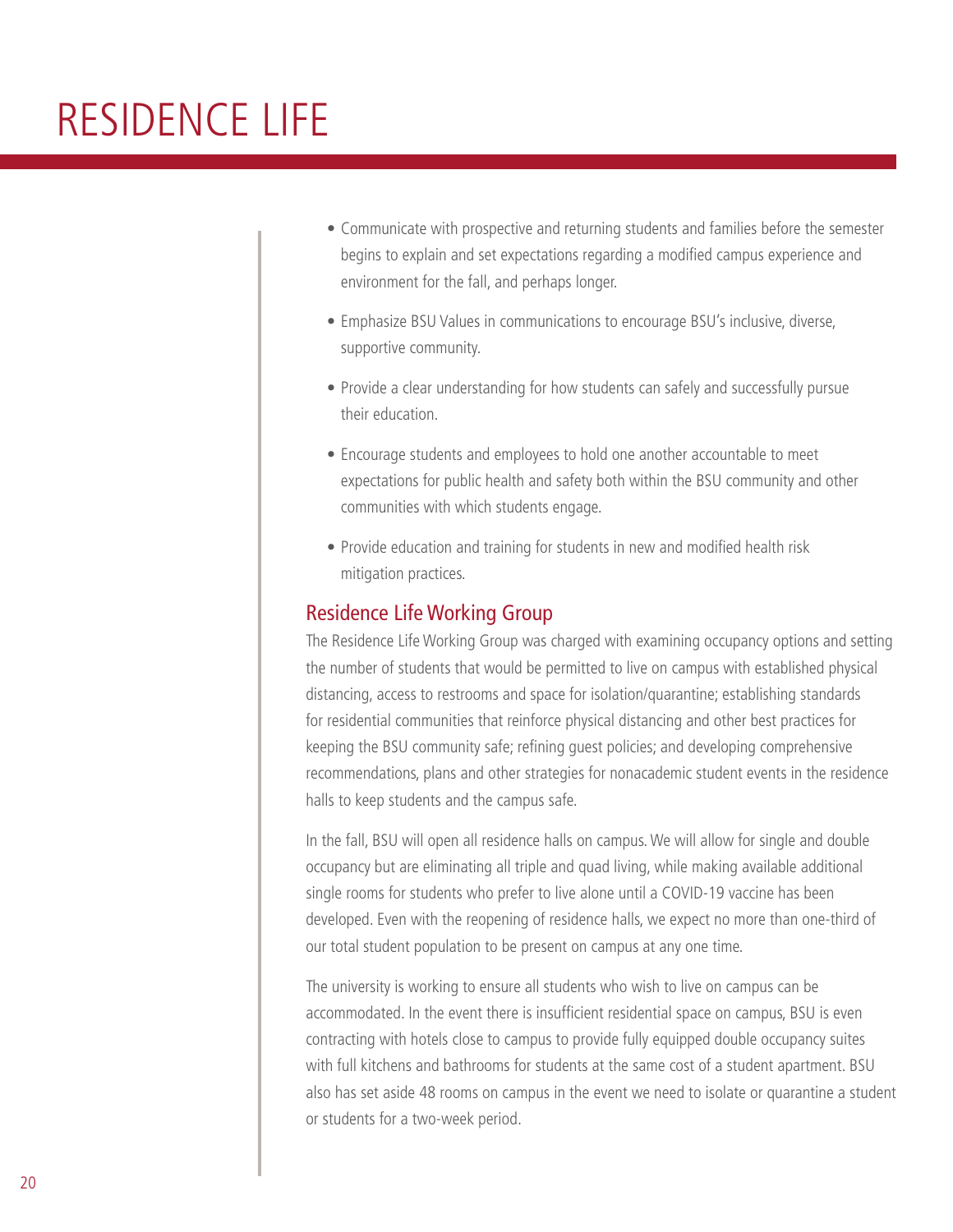# RESIDENCE LIFE

- Communicate with prospective and returning students and families before the semester begins to explain and set expectations regarding a modified campus experience and environment for the fall, and perhaps longer.
- Emphasize BSU Values in communications to encourage BSU's inclusive, diverse, supportive community.
- Provide a clear understanding for how students can safely and successfully pursue their education.
- Encourage students and employees to hold one another accountable to meet expectations for public health and safety both within the BSU community and other communities with which students engage.
- Provide education and training for students in new and modified health risk mitigation practices.

## Residence Life Working Group

The Residence Life Working Group was charged with examining occupancy options and setting the number of students that would be permitted to live on campus with established physical distancing, access to restrooms and space for isolation/quarantine; establishing standards for residential communities that reinforce physical distancing and other best practices for keeping the BSU community safe; refining guest policies; and developing comprehensive recommendations, plans and other strategies for nonacademic student events in the residence halls to keep students and the campus safe.

In the fall, BSU will open all residence halls on campus. We will allow for single and double occupancy but are eliminating all triple and quad living, while making available additional single rooms for students who prefer to live alone until a COVID-19 vaccine has been developed. Even with the reopening of residence halls, we expect no more than one-third of our total student population to be present on campus at any one time.

The university is working to ensure all students who wish to live on campus can be accommodated. In the event there is insufficient residential space on campus, BSU is even contracting with hotels close to campus to provide fully equipped double occupancy suites with full kitchens and bathrooms for students at the same cost of a student apartment. BSU also has set aside 48 rooms on campus in the event we need to isolate or quarantine a student or students for a two-week period.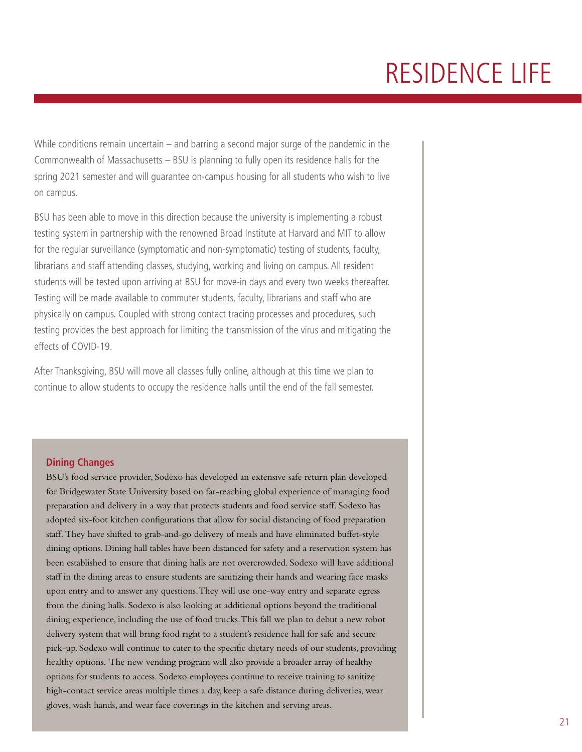# RESIDENCE LIFE

While conditions remain uncertain – and barring a second major surge of the pandemic in the Commonwealth of Massachusetts – BSU is planning to fully open its residence halls for the spring 2021 semester and will guarantee on-campus housing for all students who wish to live on campus.

BSU has been able to move in this direction because the university is implementing a robust testing system in partnership with the renowned Broad Institute at Harvard and MIT to allow for the regular surveillance (symptomatic and non-symptomatic) testing of students, faculty, librarians and staff attending classes, studying, working and living on campus. All resident students will be tested upon arriving at BSU for move-in days and every two weeks thereafter. Testing will be made available to commuter students, faculty, librarians and staff who are physically on campus. Coupled with strong contact tracing processes and procedures, such testing provides the best approach for limiting the transmission of the virus and mitigating the effects of COVID-19.

After Thanksgiving, BSU will move all classes fully online, although at this time we plan to continue to allow students to occupy the residence halls until the end of the fall semester.

## Dining Changes

BSU's food service provider, Sodexo has developed an extensive safe return plan developed for Bridgewater State University based on far-reaching global experience of managing food preparation and delivery in a way that protects students and food service staff. Sodexo has adopted six-foot kitchen configurations that allow for social distancing of food preparation staff. They have shifted to grab-and-go delivery of meals and have eliminated buffet-style dining options. Dining hall tables have been distanced for safety and a reservation system has been established to ensure that dining halls are not overcrowded. Sodexo will have additional staff in the dining areas to ensure students are sanitizing their hands and wearing face masks upon entry and to answer any questions. They will use one-way entry and separate egress from the dining halls. Sodexo is also looking at additional options beyond the traditional dining experience, including the use of food trucks. This fall we plan to debut a new robot delivery system that will bring food right to a student's residence hall for safe and secure pick-up. Sodexo will continue to cater to the specific dietary needs of our students, providing healthy options. The new vending program will also provide a broader array of healthy options for students to access. Sodexo employees continue to receive training to sanitize high-contact service areas multiple times a day, keep a safe distance during deliveries, wear gloves, wash hands, and wear face coverings in the kitchen and serving areas.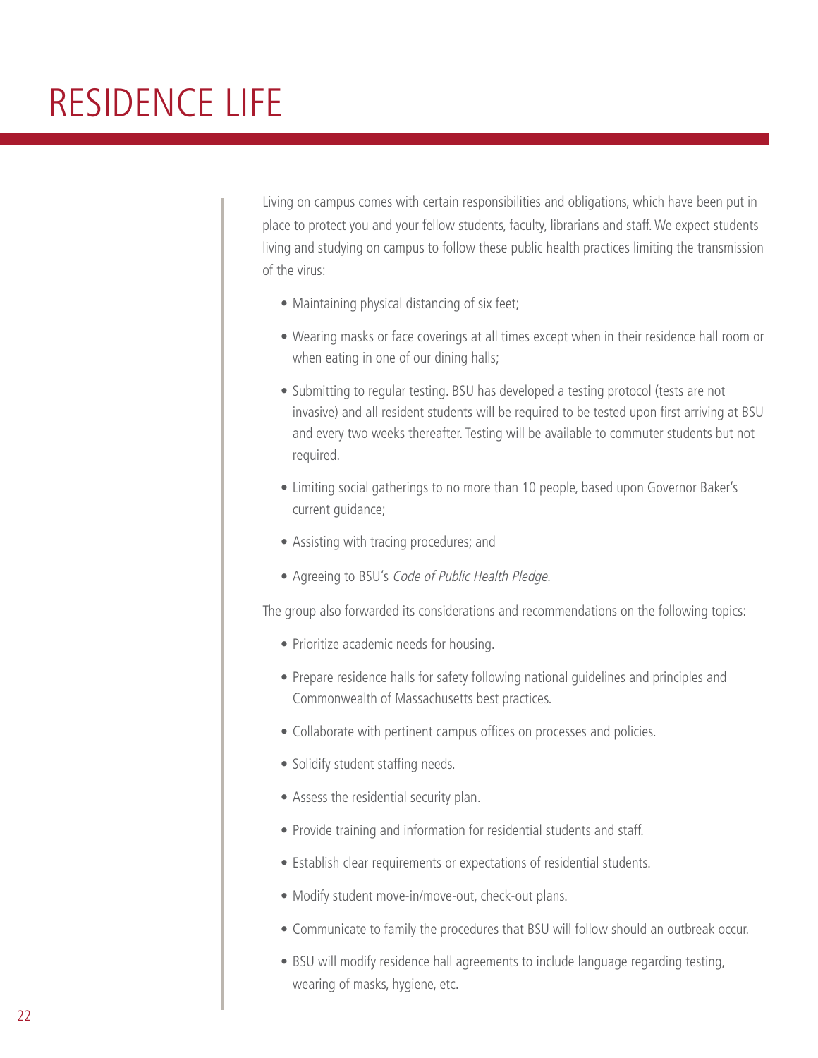# RESIDENCE LIFE

Living on campus comes with certain responsibilities and obligations, which have been put in place to protect you and your fellow students, faculty, librarians and staff. We expect students living and studying on campus to follow these public health practices limiting the transmission of the virus:

- Maintaining physical distancing of six feet;
- Wearing masks or face coverings at all times except when in their residence hall room or when eating in one of our dining halls;
- Submitting to regular testing. BSU has developed a testing protocol (tests are not invasive) and all resident students will be required to be tested upon first arriving at BSU and every two weeks thereafter. Testing will be available to commuter students but not required.
- Limiting social gatherings to no more than 10 people, based upon Governor Baker's current guidance;
- Assisting with tracing procedures; and
- Agreeing to BSU's *Code of Public Health Pledge*.

The group also forwarded its considerations and recommendations on the following topics:

- Prioritize academic needs for housing.
- Prepare residence halls for safety following national guidelines and principles and Commonwealth of Massachusetts best practices.
- Collaborate with pertinent campus offices on processes and policies.
- Solidify student staffing needs.
- Assess the residential security plan.
- Provide training and information for residential students and staff.
- Establish clear requirements or expectations of residential students.
- Modify student move-in/move-out, check-out plans.
- Communicate to family the procedures that BSU will follow should an outbreak occur.
- BSU will modify residence hall agreements to include language regarding testing, wearing of masks, hygiene, etc.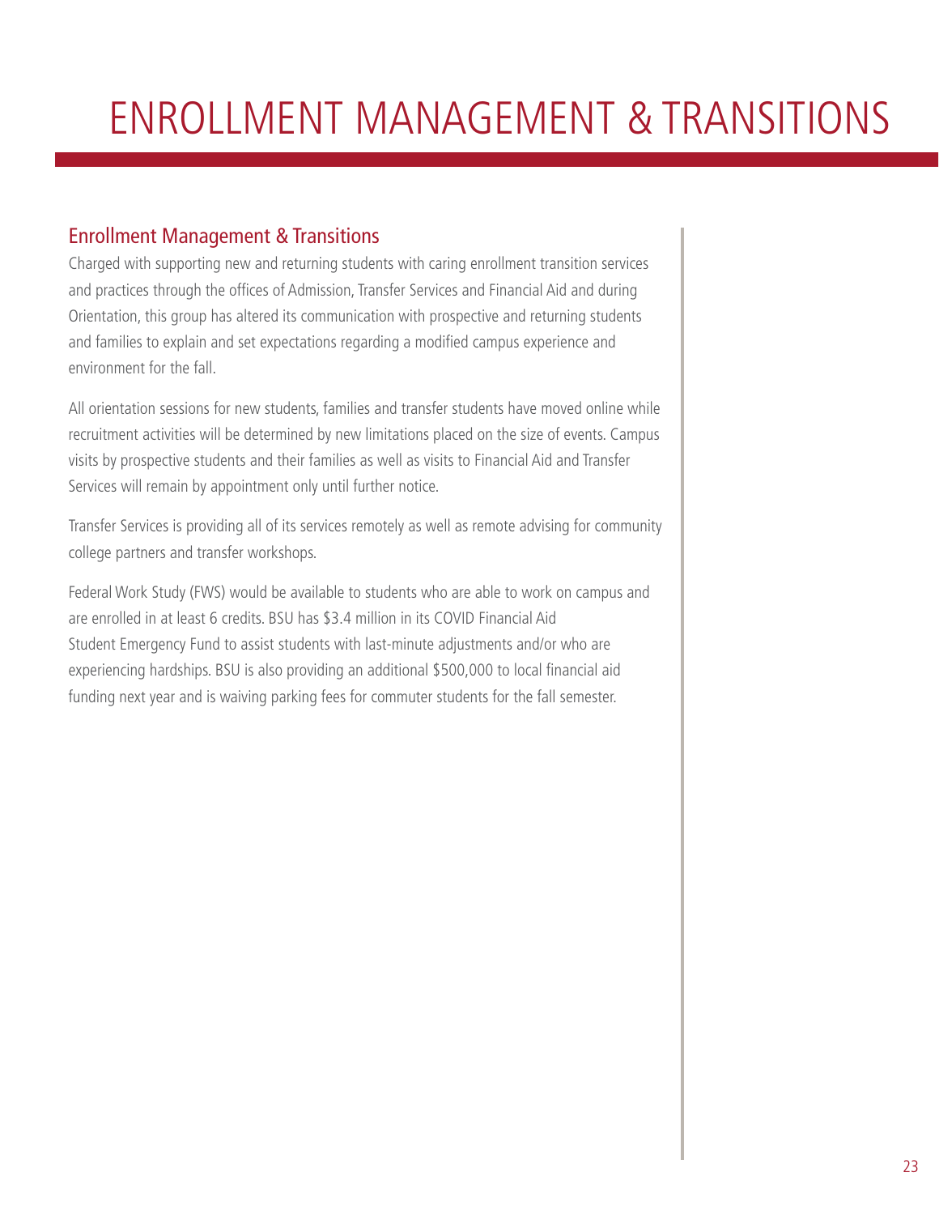# ENROLLMENT MANAGEMENT & TRANSITIONS

## Enrollment Management & Transitions

Charged with supporting new and returning students with caring enrollment transition services and practices through the offices of Admission, Transfer Services and Financial Aid and during Orientation, this group has altered its communication with prospective and returning students and families to explain and set expectations regarding a modified campus experience and environment for the fall.

All orientation sessions for new students, families and transfer students have moved online while recruitment activities will be determined by new limitations placed on the size of events. Campus visits by prospective students and their families as well as visits to Financial Aid and Transfer Services will remain by appointment only until further notice.

Transfer Services is providing all of its services remotely as well as remote advising for community college partners and transfer workshops.

Federal Work Study (FWS) would be available to students who are able to work on campus and are enrolled in at least 6 credits. BSU has $3.4 million in its COVID Financial Aid Student Emergency Fund to assist students with last-minute adjustments and/or who are experiencing hardships. BSU is also providing an additional $500,000 to local financial aid funding next year and is waiving parking fees for commuter students for the fall semester.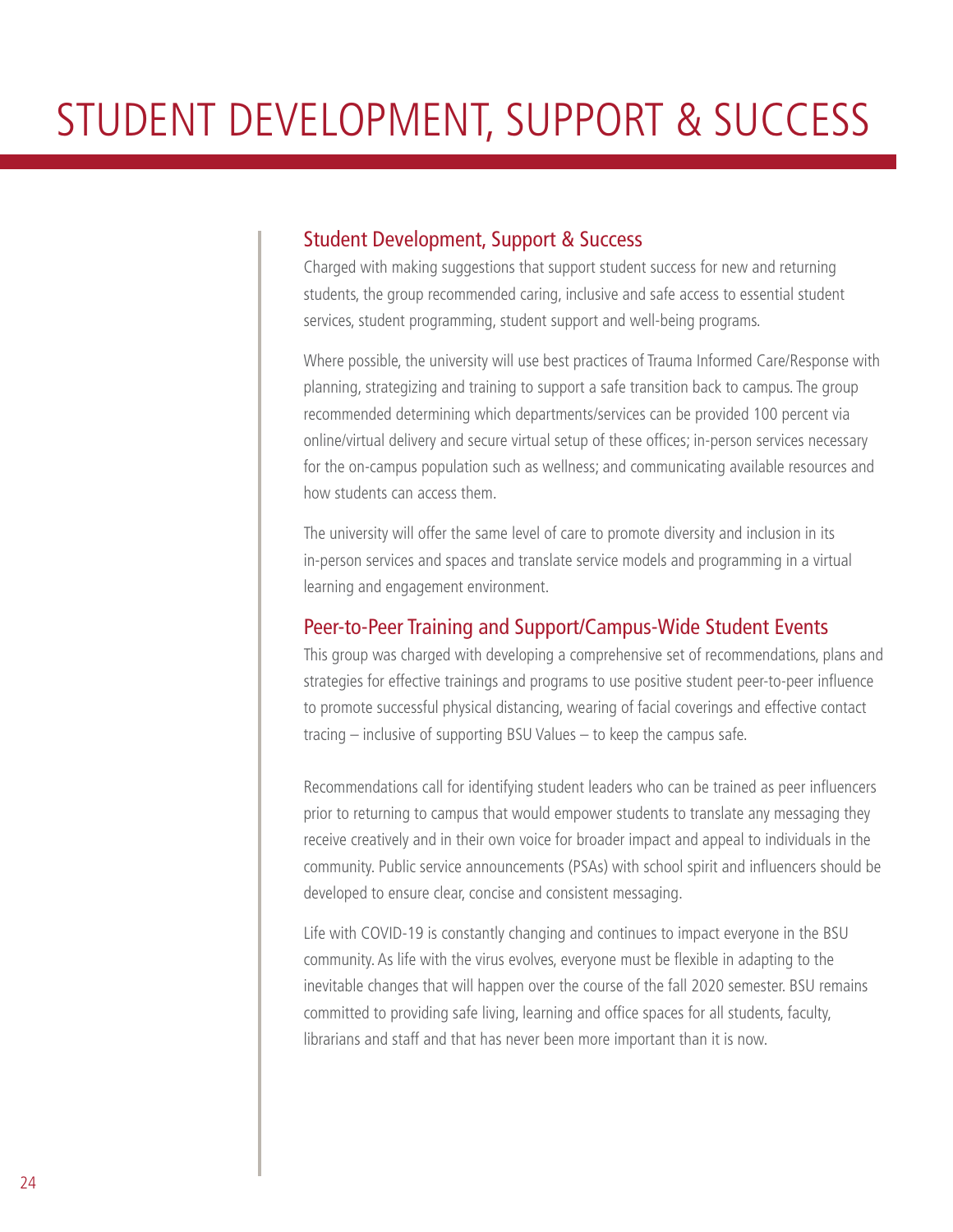# STUDENT DEVELOPMENT, SUPPORT & SUCCESS

## Student Development, Support & Success

Charged with making suggestions that support student success for new and returning students, the group recommended caring, inclusive and safe access to essential student services, student programming, student support and well-being programs.

Where possible, the university will use best practices of Trauma Informed Care/Response with planning, strategizing and training to support a safe transition back to campus. The group recommended determining which departments/services can be provided 100 percent via online/virtual delivery and secure virtual setup of these offices; in-person services necessary for the on-campus population such as wellness; and communicating available resources and how students can access them.

The university will offer the same level of care to promote diversity and inclusion in its in-person services and spaces and translate service models and programming in a virtual learning and engagement environment.

## Peer-to-Peer Training and Support/Campus-Wide Student Events

This group was charged with developing a comprehensive set of recommendations, plans and strategies for effective trainings and programs to use positive student peer-to-peer influence to promote successful physical distancing, wearing of facial coverings and effective contact tracing – inclusive of supporting BSU Values – to keep the campus safe.

Recommendations call for identifying student leaders who can be trained as peer influencers prior to returning to campus that would empower students to translate any messaging they receive creatively and in their own voice for broader impact and appeal to individuals in the community. Public service announcements (PSAs) with school spirit and influencers should be developed to ensure clear, concise and consistent messaging.

Life with COVID-19 is constantly changing and continues to impact everyone in the BSU community. As life with the virus evolves, everyone must be flexible in adapting to the inevitable changes that will happen over the course of the fall 2020 semester. BSU remains committed to providing safe living, learning and office spaces for all students, faculty, librarians and staff and that has never been more important than it is now.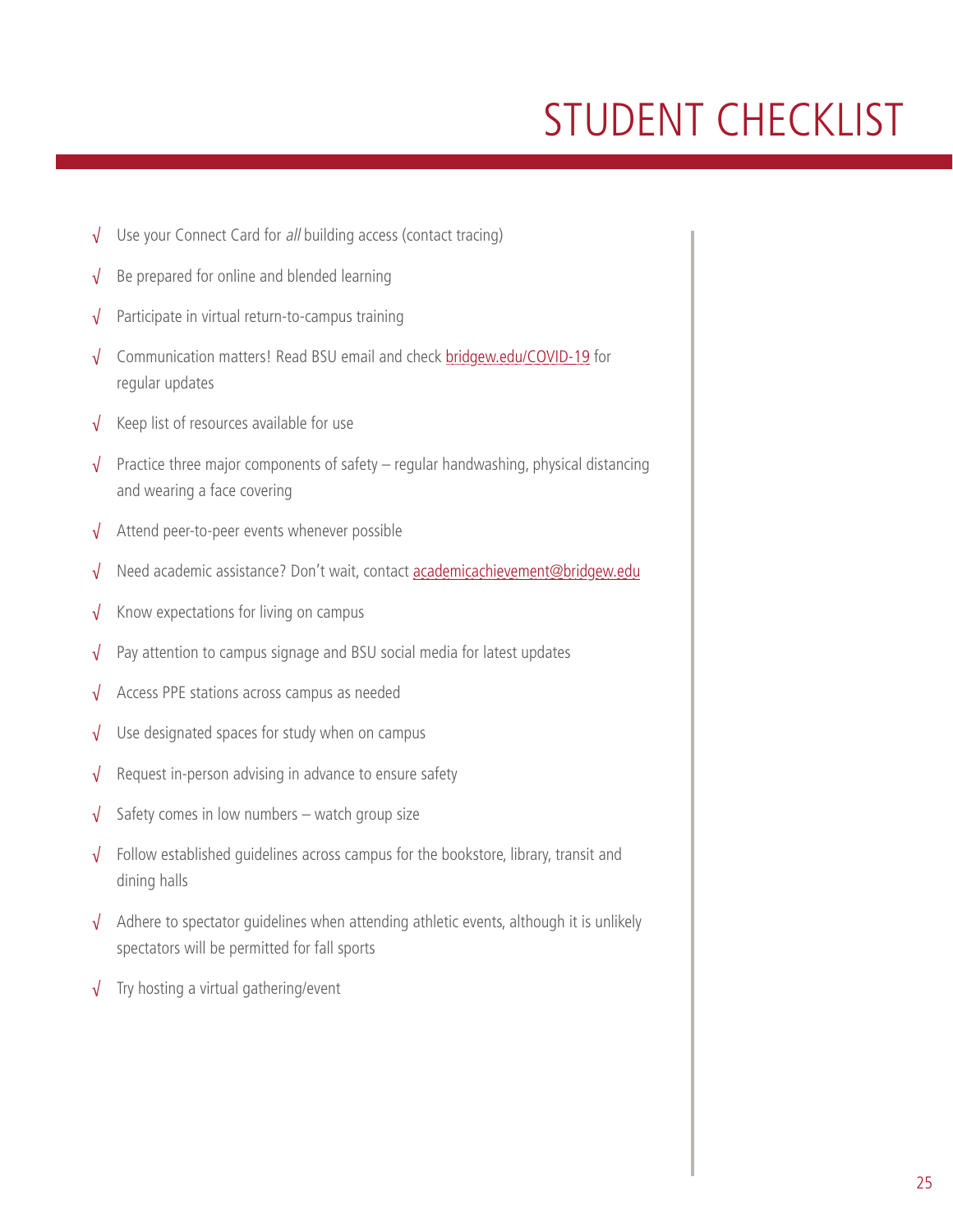# STUDENT CHECKLIST

- √ Use your Connect Card for *all* building access (contact tracing)
- √ Be prepared for online and blended learning
- √ Participate in virtual return-to-campus training
- √ Communication matters! Read BSU email and check bridgew.edu/COVID-19 for regular updates
- √ Keep list of resources available for use
- √ Practice three major components of safety – regular handwashing, physical distancing and wearing a face covering
- √ Attend peer-to-peer events whenever possible
- √ Need academic assistance? Don't wait, contact academicachievement@bridgew.edu
- √ Know expectations for living on campus
- √ Pay attention to campus signage and BSU social media for latest updates
- √ Access PPE stations across campus as needed
- √ Use designated spaces for study when on campus
- √ Request in-person advising in advance to ensure safety
- √ Safety comes in low numbers – watch group size
- √ Follow established guidelines across campus for the bookstore, library, transit and dining halls
- √ Adhere to spectator guidelines when attending athletic events, although it is unlikely spectators will be permitted for fall sports
- √ Try hosting a virtual gathering/event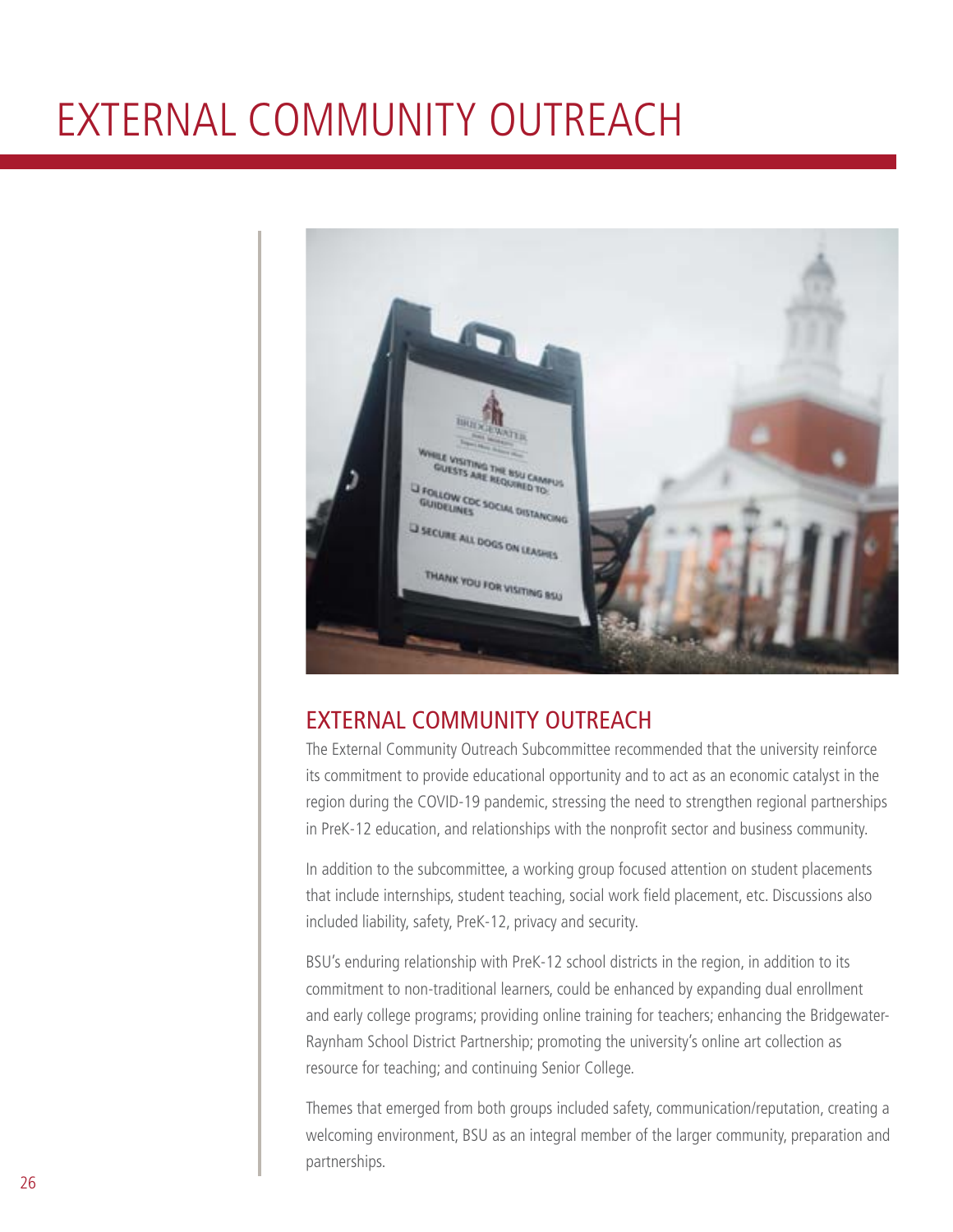# EXTERNAL COMMUNITY OUTREACH

## EXTERNAL COMMUNITY OUTREACH

The External Community Outreach Subcommittee recommended that the university reinforce its commitment to provide educational opportunity and to act as an economic catalyst in the region during the COVID-19 pandemic, stressing the need to strengthen regional partnerships in PreK-12 education, and relationships with the nonprofit sector and business community.

In addition to the subcommittee, a working group focused attention on student placements that include internships, student teaching, social work field placement, etc. Discussions also included liability, safety, PreK-12, privacy and security.

BSU's enduring relationship with PreK-12 school districts in the region, in addition to its commitment to non-traditional learners, could be enhanced by expanding dual enrollment and early college programs; providing online training for teachers; enhancing the Bridgewater-Raynham School District Partnership; promoting the university's online art collection as resource for teaching; and continuing Senior College.

Themes that emerged from both groups included safety, communication/reputation, creating a welcoming environment, BSU as an integral member of the larger community, preparation and partnerships.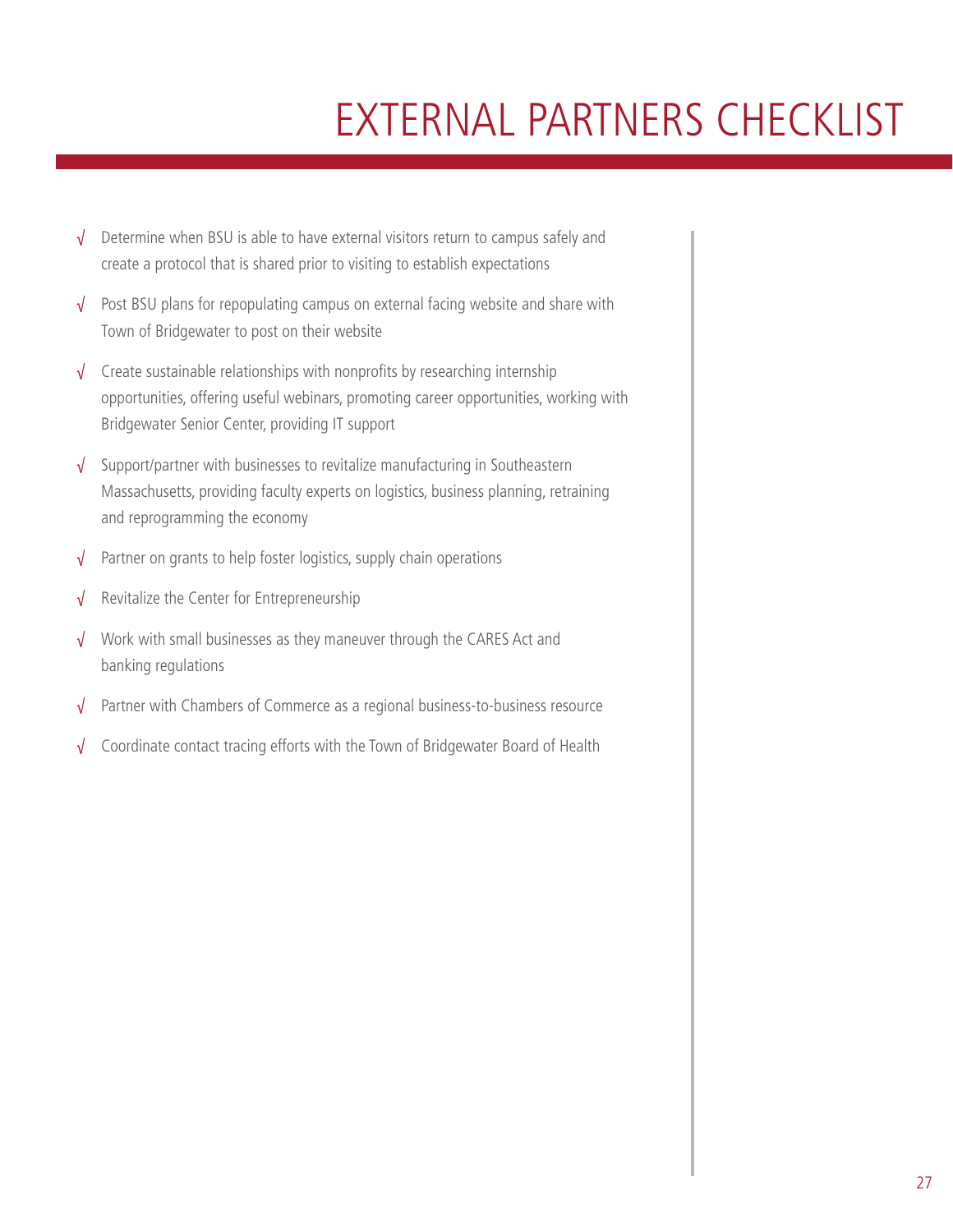# EXTERNAL PARTNERS CHECKLIST

- √ Determine when BSU is able to have external visitors return to campus safely and create a protocol that is shared prior to visiting to establish expectations
- √ Post BSU plans for repopulating campus on external facing website and share with Town of Bridgewater to post on their website
- √ Create sustainable relationships with nonprofits by researching internship opportunities, offering useful webinars, promoting career opportunities, working with Bridgewater Senior Center, providing IT support
- √ Support/partner with businesses to revitalize manufacturing in Southeastern Massachusetts, providing faculty experts on logistics, business planning, retraining and reprogramming the economy
- √ Partner on grants to help foster logistics, supply chain operations
- √ Revitalize the Center for Entrepreneurship
- √ Work with small businesses as they maneuver through the CARES Act and banking regulations
- √ Partner with Chambers of Commerce as a regional business-to-business resource
- √ Coordinate contact tracing efforts with the Town of Bridgewater Board of Health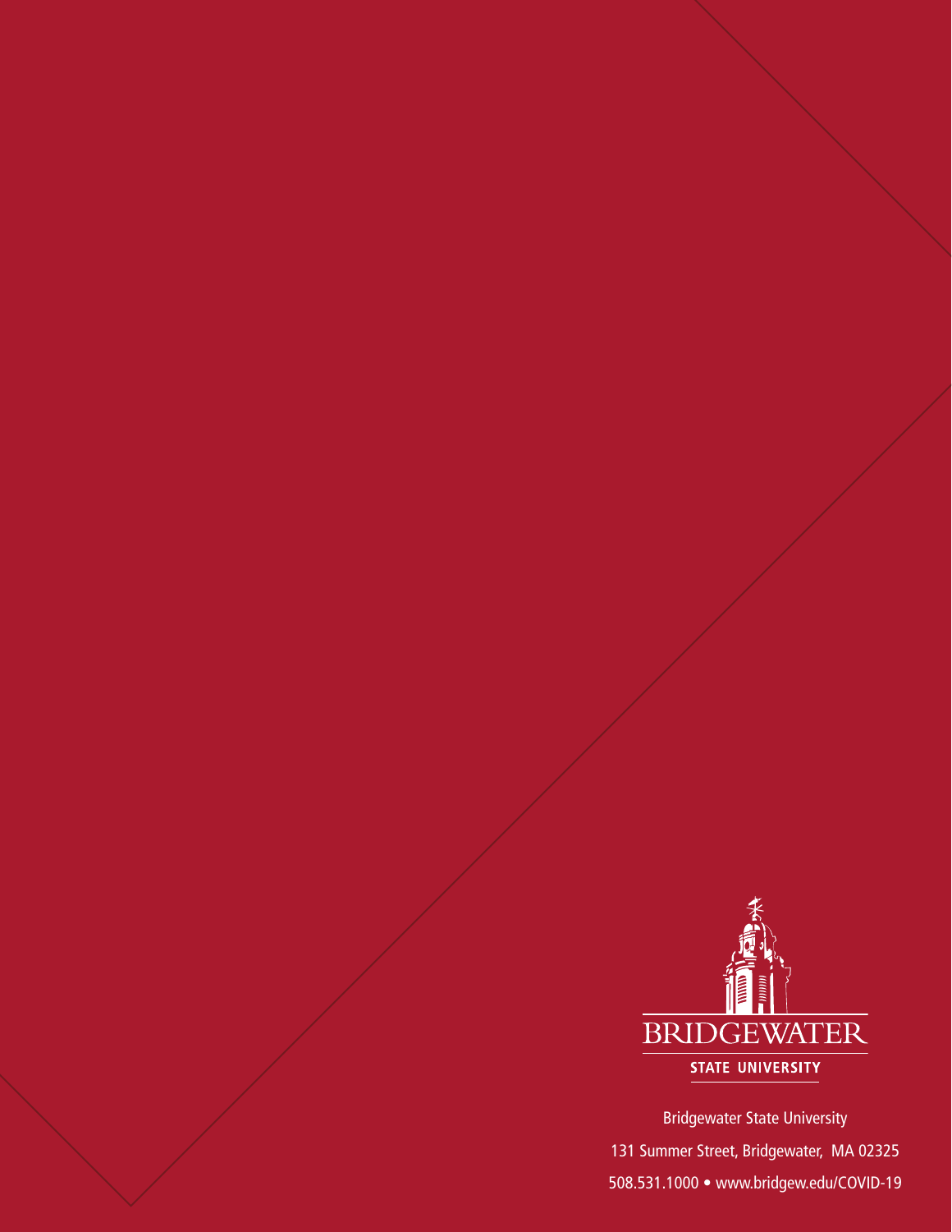BRIDGEWATER

STATE UNIVERSITY

Bridgewater State University

131 Summer Street, Bridgewater, MA 02325

508.531.1000 • www.bridgew.edu/COVID-19